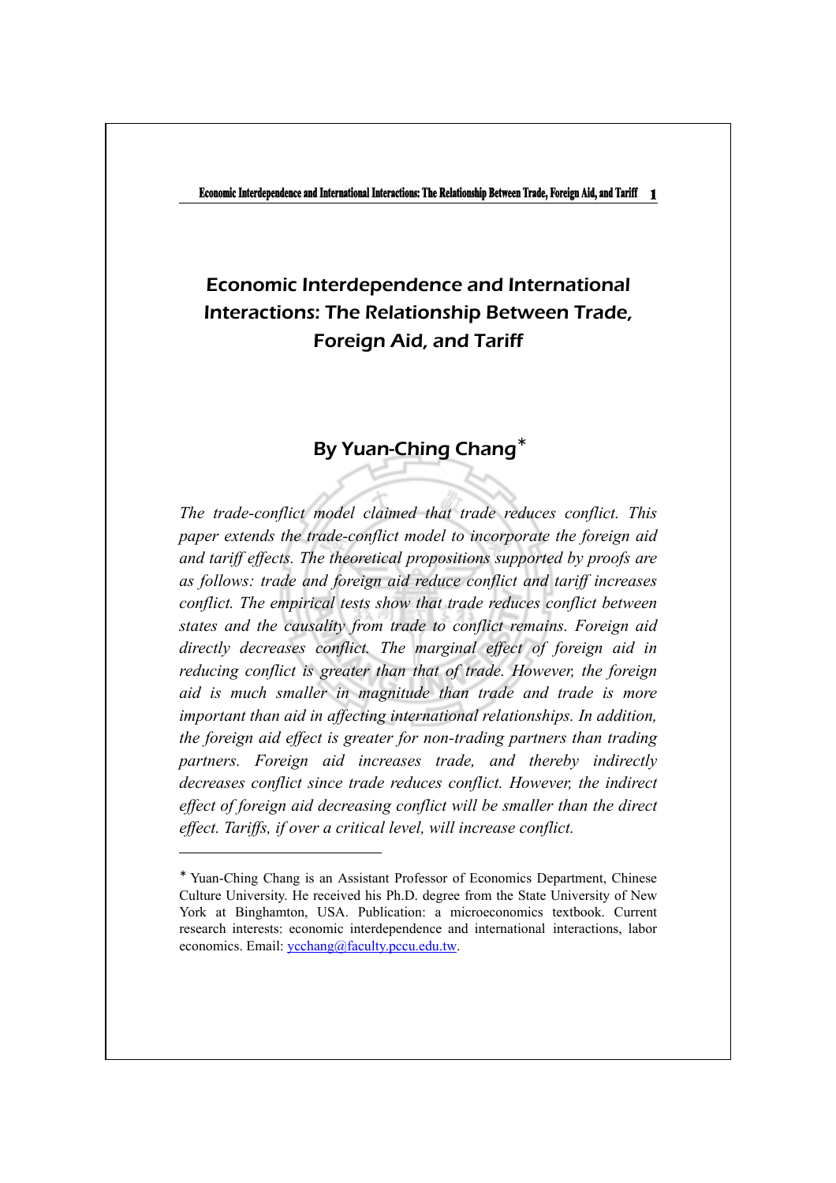# Economic Interdependence and International Interactions: The Relationship Between Trade, Foreign Aid, and Tariff

## By Yuan-Ching Chang*

*The trade-conflict model claimed that trade reduces conflict. This paper extends the trade-conflict model to incorporate the foreign aid and tariff effects. The theoretical propositions supported by proofs are as follows: trade and foreign aid reduce conflict and tariff increases conflict. The empirical tests show that trade reduces conflict between states and the causality from trade to conflict remains. Foreign aid directly decreases conflict. The marginal effect of foreign aid in reducing conflict is greater than that of trade. However, the foreign aid is much smaller in magnitude than trade and trade is more important than aid in affecting international relationships. In addition, the foreign aid effect is greater for non-trading partners than trading partners. Foreign aid increases trade, and thereby indirectly decreases conflict since trade reduces conflict. However, the indirect effect of foreign aid decreasing conflict will be smaller than the direct effect. Tariffs, if over a critical level, will increase conflict.*

---

* Yuan-Ching Chang is an Assistant Professor of Economics Department, Chinese Culture University. He received his Ph.D. degree from the State University of New York at Binghamton, USA. Publication: a microeconomics textbook. Current research interests: economic interdependence and international interactions, labor economics. Email: ycchang@faculty.pccu.edu.tw.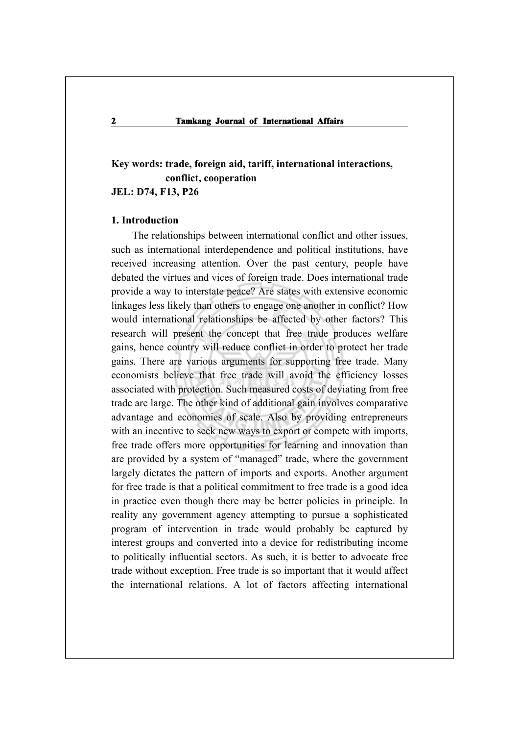**Key words: trade, foreign aid, tariff, international interactions, conflict, cooperation**

**JEL: D74, F13, P26**

## 1. Introduction

The relationships between international conflict and other issues, such as international interdependence and political institutions, have received increasing attention. Over the past century, people have debated the virtues and vices of foreign trade. Does international trade provide a way to interstate peace? Are states with extensive economic linkages less likely than others to engage one another in conflict? How would international relationships be affected by other factors? This research will present the concept that free trade produces welfare gains, hence country will reduce conflict in order to protect her trade gains. There are various arguments for supporting free trade. Many economists believe that free trade will avoid the efficiency losses associated with protection. Such measured costs of deviating from free trade are large. The other kind of additional gain involves comparative advantage and economies of scale. Also by providing entrepreneurs with an incentive to seek new ways to export or compete with imports, free trade offers more opportunities for learning and innovation than are provided by a system of "managed" trade, where the government largely dictates the pattern of imports and exports. Another argument for free trade is that a political commitment to free trade is a good idea in practice even though there may be better policies in principle. In reality any government agency attempting to pursue a sophisticated program of intervention in trade would probably be captured by interest groups and converted into a device for redistributing income to politically influential sectors. As such, it is better to advocate free trade without exception. Free trade is so important that it would affect the international relations. A lot of factors affecting international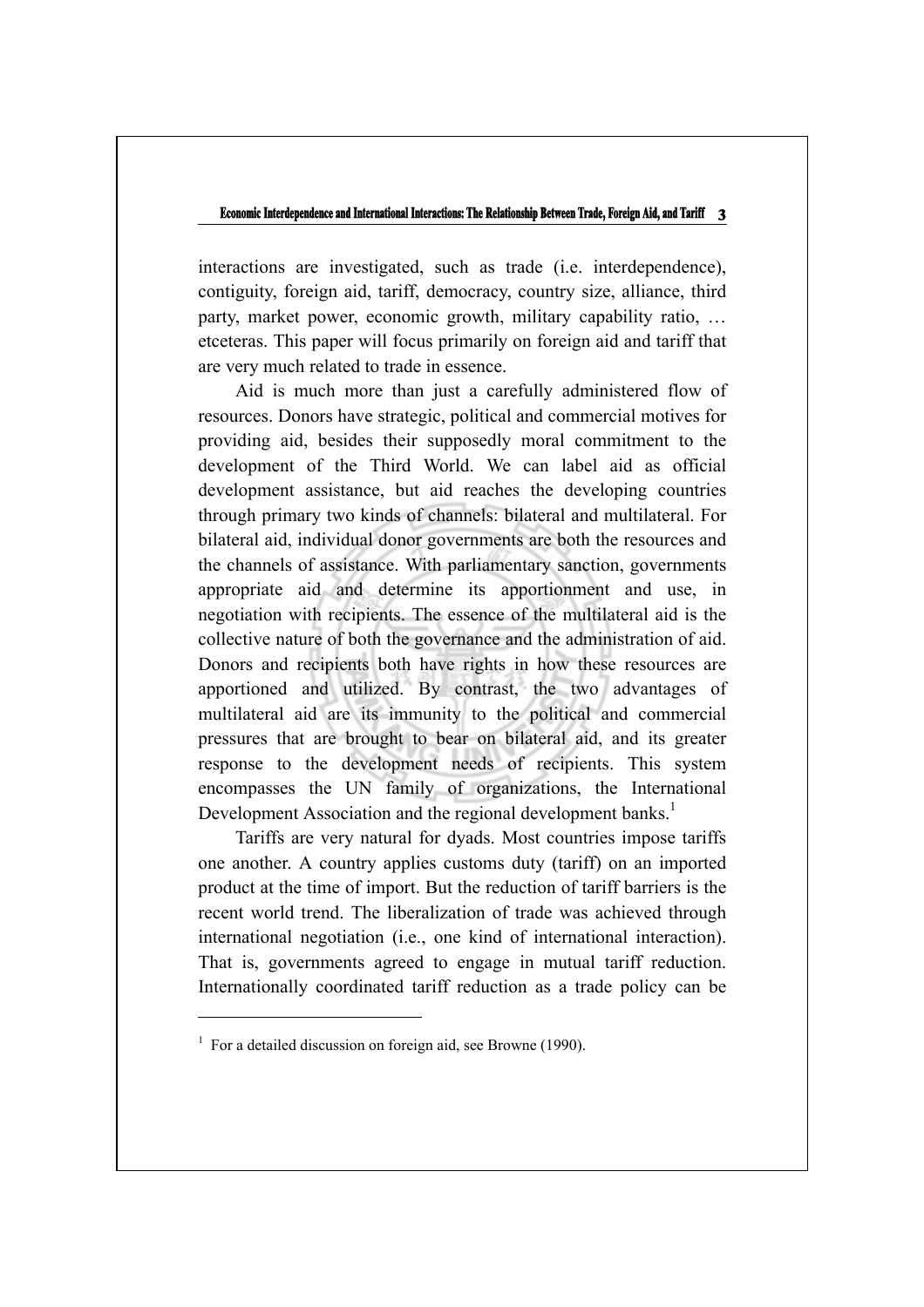interactions are investigated, such as trade (i.e. interdependence), contiguity, foreign aid, tariff, democracy, country size, alliance, third party, market power, economic growth, military capability ratio, … etceteras. This paper will focus primarily on foreign aid and tariff that are very much related to trade in essence.

Aid is much more than just a carefully administered flow of resources. Donors have strategic, political and commercial motives for providing aid, besides their supposedly moral commitment to the development of the Third World. We can label aid as official development assistance, but aid reaches the developing countries through primary two kinds of channels: bilateral and multilateral. For bilateral aid, individual donor governments are both the resources and the channels of assistance. With parliamentary sanction, governments appropriate aid and determine its apportionment and use, in negotiation with recipients. The essence of the multilateral aid is the collective nature of both the governance and the administration of aid. Donors and recipients both have rights in how these resources are apportioned and utilized. By contrast, the two advantages of multilateral aid are its immunity to the political and commercial pressures that are brought to bear on bilateral aid, and its greater response to the development needs of recipients. This system encompasses the UN family of organizations, the International Development Association and the regional development banks.[1]

Tariffs are very natural for dyads. Most countries impose tariffs one another. A country applies customs duty (tariff) on an imported product at the time of import. But the reduction of tariff barriers is the recent world trend. The liberalization of trade was achieved through international negotiation (i.e., one kind of international interaction). That is, governments agreed to engage in mutual tariff reduction. Internationally coordinated tariff reduction as a trade policy can be

---

[1] For a detailed discussion on foreign aid, see Browne (1990).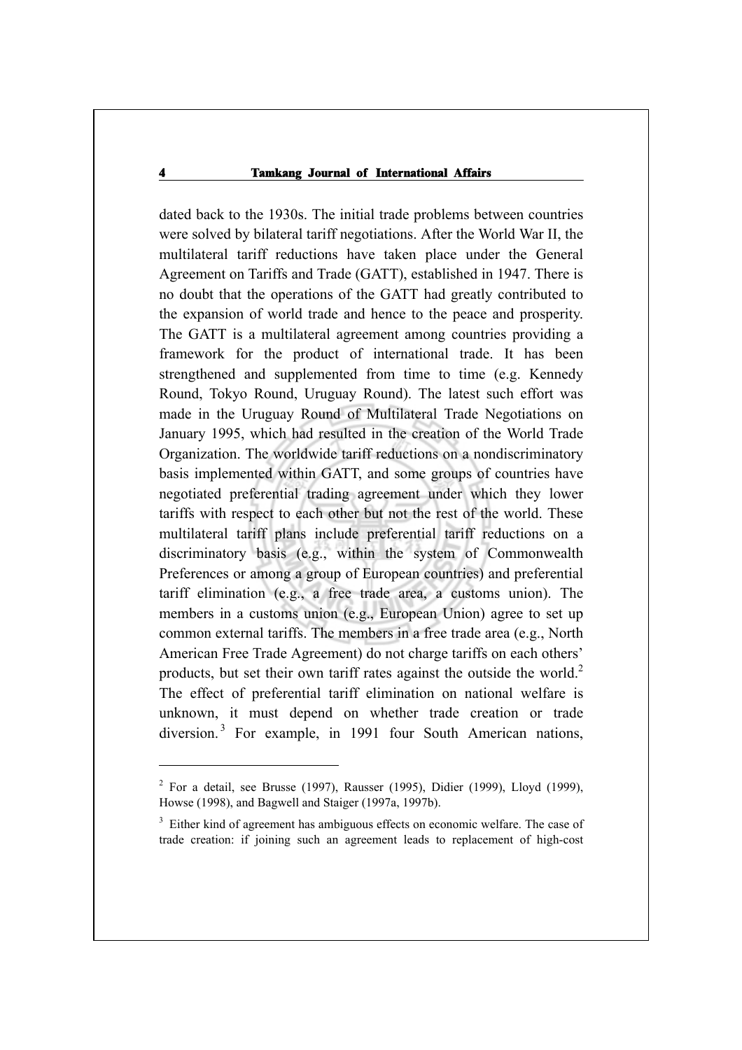dated back to the 1930s. The initial trade problems between countries were solved by bilateral tariff negotiations. After the World War II, the multilateral tariff reductions have taken place under the General Agreement on Tariffs and Trade (GATT), established in 1947. There is no doubt that the operations of the GATT had greatly contributed to the expansion of world trade and hence to the peace and prosperity. The GATT is a multilateral agreement among countries providing a framework for the product of international trade. It has been strengthened and supplemented from time to time (e.g. Kennedy Round, Tokyo Round, Uruguay Round). The latest such effort was made in the Uruguay Round of Multilateral Trade Negotiations on January 1995, which had resulted in the creation of the World Trade Organization. The worldwide tariff reductions on a nondiscriminatory basis implemented within GATT, and some groups of countries have negotiated preferential trading agreement under which they lower tariffs with respect to each other but not the rest of the world. These multilateral tariff plans include preferential tariff reductions on a discriminatory basis (e.g., within the system of Commonwealth Preferences or among a group of European countries) and preferential tariff elimination (e.g., a free trade area, a customs union). The members in a customs union (e.g., European Union) agree to set up common external tariffs. The members in a free trade area (e.g., North American Free Trade Agreement) do not charge tariffs on each others' products, but set their own tariff rates against the outside the world.[2] The effect of preferential tariff elimination on national welfare is unknown, it must depend on whether trade creation or trade diversion.[3] For example, in 1991 four South American nations,

---

[2] For a detail, see Brusse (1997), Rausser (1995), Didier (1999), Lloyd (1999), Howse (1998), and Bagwell and Staiger (1997a, 1997b).

[3] Either kind of agreement has ambiguous effects on economic welfare. The case of trade creation: if joining such an agreement leads to replacement of high-cost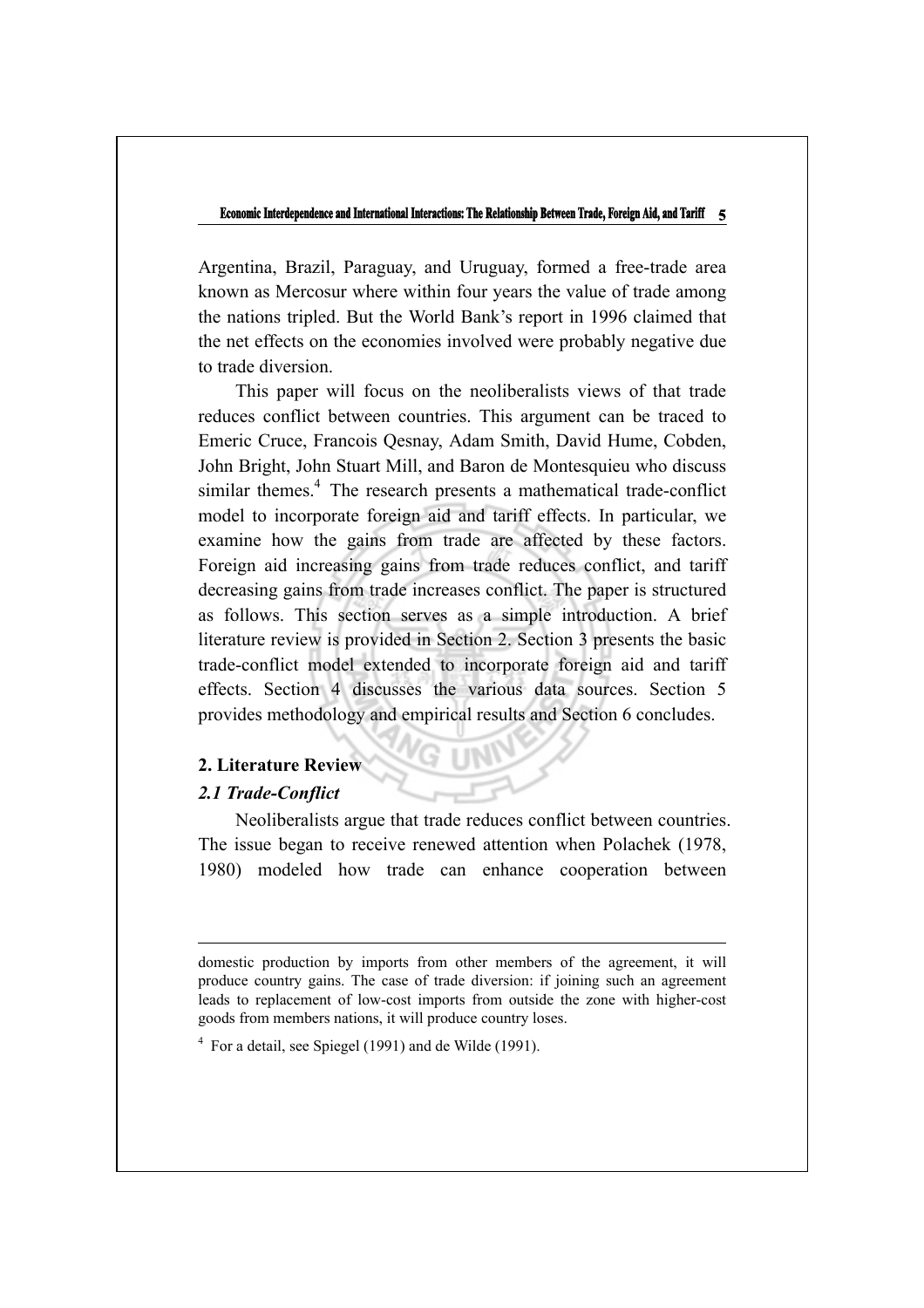Argentina, Brazil, Paraguay, and Uruguay, formed a free-trade area known as Mercosur where within four years the value of trade among the nations tripled. But the World Bank's report in 1996 claimed that the net effects on the economies involved were probably negative due to trade diversion.

This paper will focus on the neoliberalists views of that trade reduces conflict between countries. This argument can be traced to Emeric Cruce, Francois Qesnay, Adam Smith, David Hume, Cobden, John Bright, John Stuart Mill, and Baron de Montesquieu who discuss similar themes.[4] The research presents a mathematical trade-conflict model to incorporate foreign aid and tariff effects. In particular, we examine how the gains from trade are affected by these factors. Foreign aid increasing gains from trade reduces conflict, and tariff decreasing gains from trade increases conflict. The paper is structured as follows. This section serves as a simple introduction. A brief literature review is provided in Section 2. Section 3 presents the basic trade-conflict model extended to incorporate foreign aid and tariff effects. Section 4 discusses the various data sources. Section 5 provides methodology and empirical results and Section 6 concludes.

## 2. Literature Review

### *2.1 Trade-Conflict*

Neoliberalists argue that trade reduces conflict between countries. The issue began to receive renewed attention when Polachek (1978, 1980) modeled how trade can enhance cooperation between

---

domestic production by imports from other members of the agreement, it will produce country gains. The case of trade diversion: if joining such an agreement leads to replacement of low-cost imports from outside the zone with higher-cost goods from members nations, it will produce country loses.

[4] For a detail, see Spiegel (1991) and de Wilde (1991).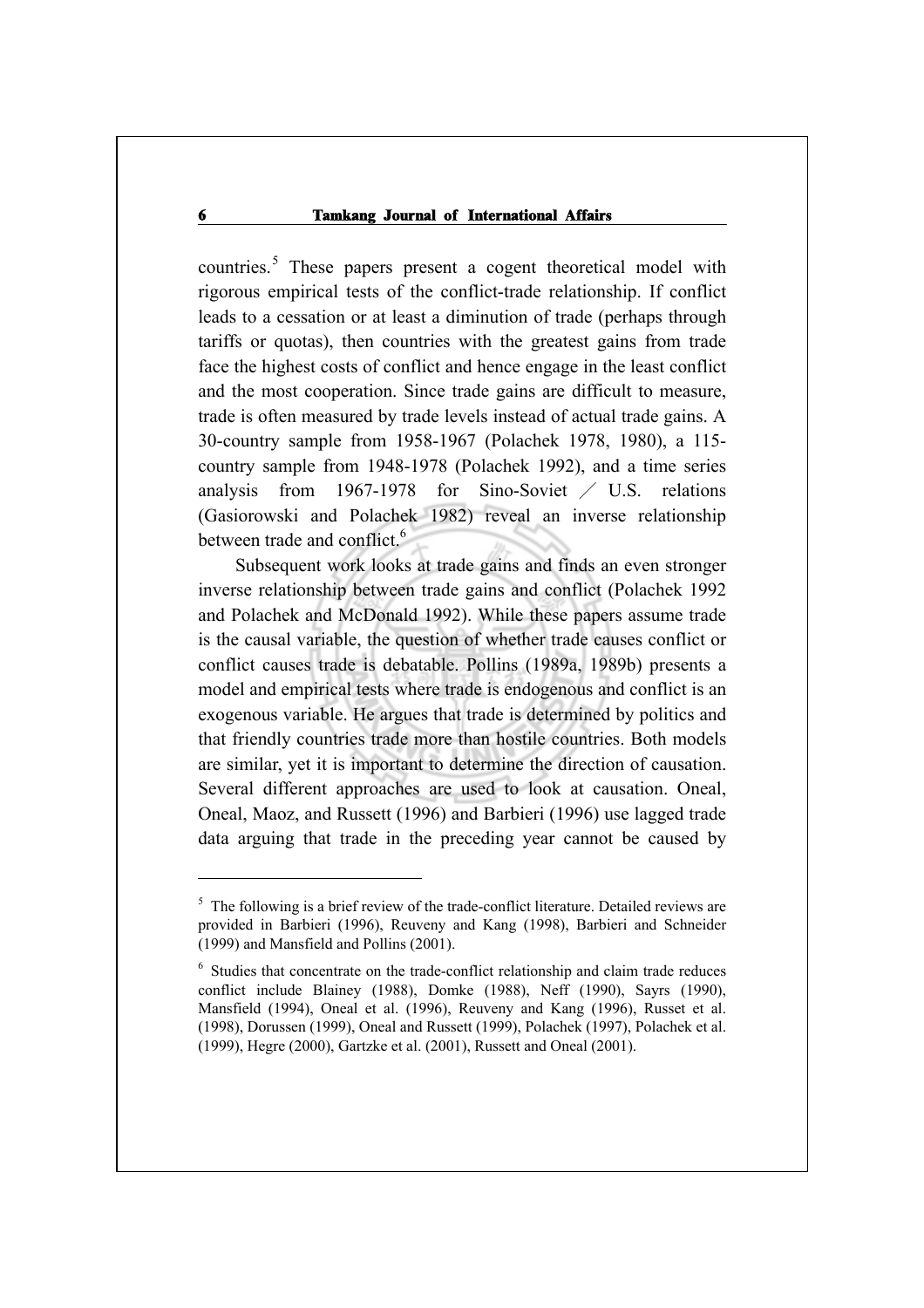countries.[5] These papers present a cogent theoretical model with rigorous empirical tests of the conflict-trade relationship. If conflict leads to a cessation or at least a diminution of trade (perhaps through tariffs or quotas), then countries with the greatest gains from trade face the highest costs of conflict and hence engage in the least conflict and the most cooperation. Since trade gains are difficult to measure, trade is often measured by trade levels instead of actual trade gains. A 30-country sample from 1958-1967 (Polachek 1978, 1980), a 115-country sample from 1948-1978 (Polachek 1992), and a time series analysis from 1967-1978 for Sino-Soviet ／ U.S. relations (Gasiorowski and Polachek 1982) reveal an inverse relationship between trade and conflict.[6]

Subsequent work looks at trade gains and finds an even stronger inverse relationship between trade gains and conflict (Polachek 1992 and Polachek and McDonald 1992). While these papers assume trade is the causal variable, the question of whether trade causes conflict or conflict causes trade is debatable. Pollins (1989a, 1989b) presents a model and empirical tests where trade is endogenous and conflict is an exogenous variable. He argues that trade is determined by politics and that friendly countries trade more than hostile countries. Both models are similar, yet it is important to determine the direction of causation. Several different approaches are used to look at causation. Oneal, Oneal, Maoz, and Russett (1996) and Barbieri (1996) use lagged trade data arguing that trade in the preceding year cannot be caused by

---

[5] The following is a brief review of the trade-conflict literature. Detailed reviews are provided in Barbieri (1996), Reuveny and Kang (1998), Barbieri and Schneider (1999) and Mansfield and Pollins (2001).

[6] Studies that concentrate on the trade-conflict relationship and claim trade reduces conflict include Blainey (1988), Domke (1988), Neff (1990), Sayrs (1990), Mansfield (1994), Oneal et al. (1996), Reuveny and Kang (1996), Russet et al. (1998), Dorussen (1999), Oneal and Russett (1999), Polachek (1997), Polachek et al. (1999), Hegre (2000), Gartzke et al. (2001), Russett and Oneal (2001).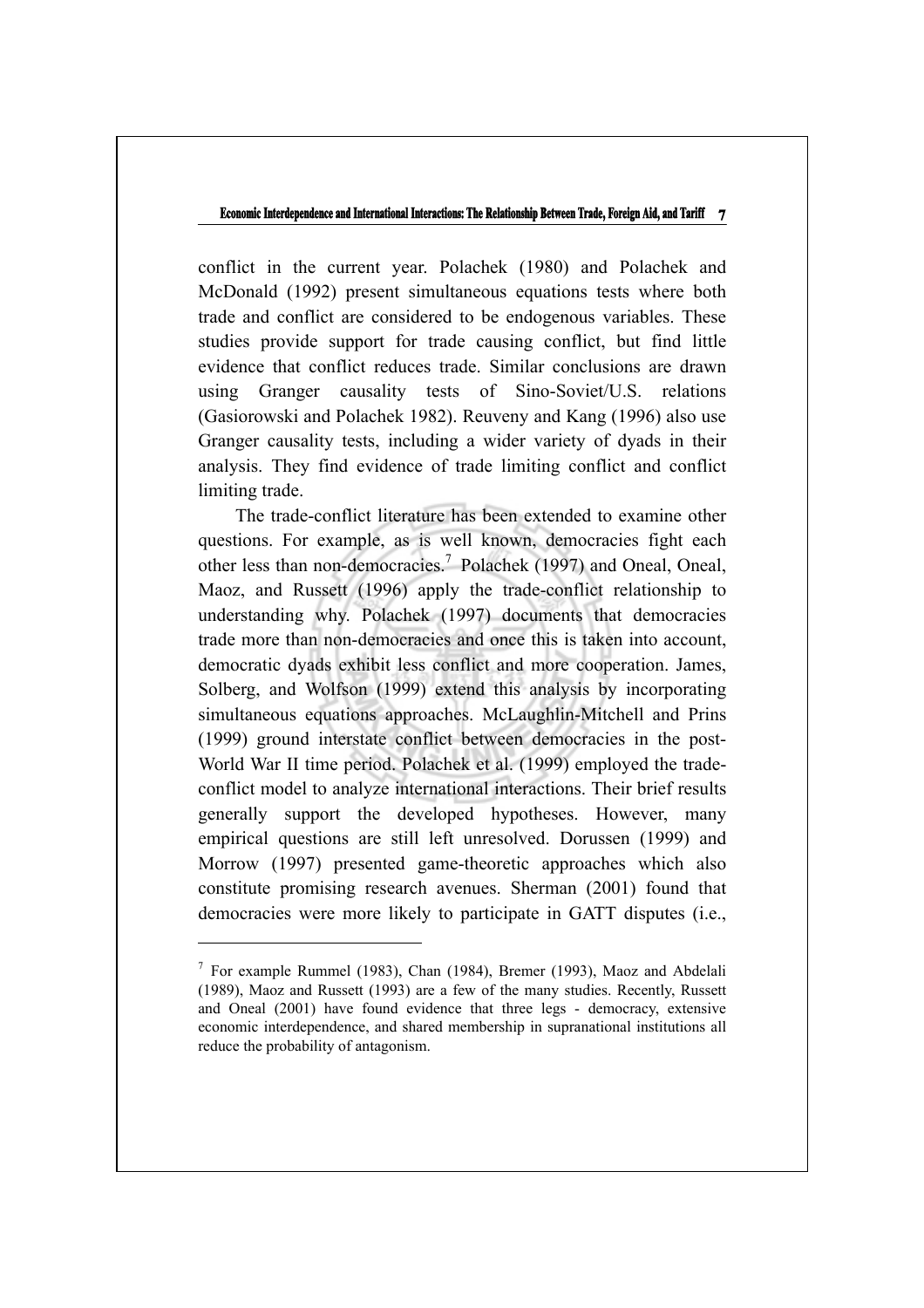conflict in the current year. Polachek (1980) and Polachek and McDonald (1992) present simultaneous equations tests where both trade and conflict are considered to be endogenous variables. These studies provide support for trade causing conflict, but find little evidence that conflict reduces trade. Similar conclusions are drawn using Granger causality tests of Sino-Soviet/U.S. relations (Gasiorowski and Polachek 1982). Reuveny and Kang (1996) also use Granger causality tests, including a wider variety of dyads in their analysis. They find evidence of trade limiting conflict and conflict limiting trade.

The trade-conflict literature has been extended to examine other questions. For example, as is well known, democracies fight each other less than non-democracies.[7] Polachek (1997) and Oneal, Oneal, Maoz, and Russett (1996) apply the trade-conflict relationship to understanding why. Polachek (1997) documents that democracies trade more than non-democracies and once this is taken into account, democratic dyads exhibit less conflict and more cooperation. James, Solberg, and Wolfson (1999) extend this analysis by incorporating simultaneous equations approaches. McLaughlin-Mitchell and Prins (1999) ground interstate conflict between democracies in the post-World War II time period. Polachek et al. (1999) employed the trade-conflict model to analyze international interactions. Their brief results generally support the developed hypotheses. However, many empirical questions are still left unresolved. Dorussen (1999) and Morrow (1997) presented game-theoretic approaches which also constitute promising research avenues. Sherman (2001) found that democracies were more likely to participate in GATT disputes (i.e.,

---

[7] For example Rummel (1983), Chan (1984), Bremer (1993), Maoz and Abdelali (1989), Maoz and Russett (1993) are a few of the many studies. Recently, Russett and Oneal (2001) have found evidence that three legs - democracy, extensive economic interdependence, and shared membership in supranational institutions all reduce the probability of antagonism.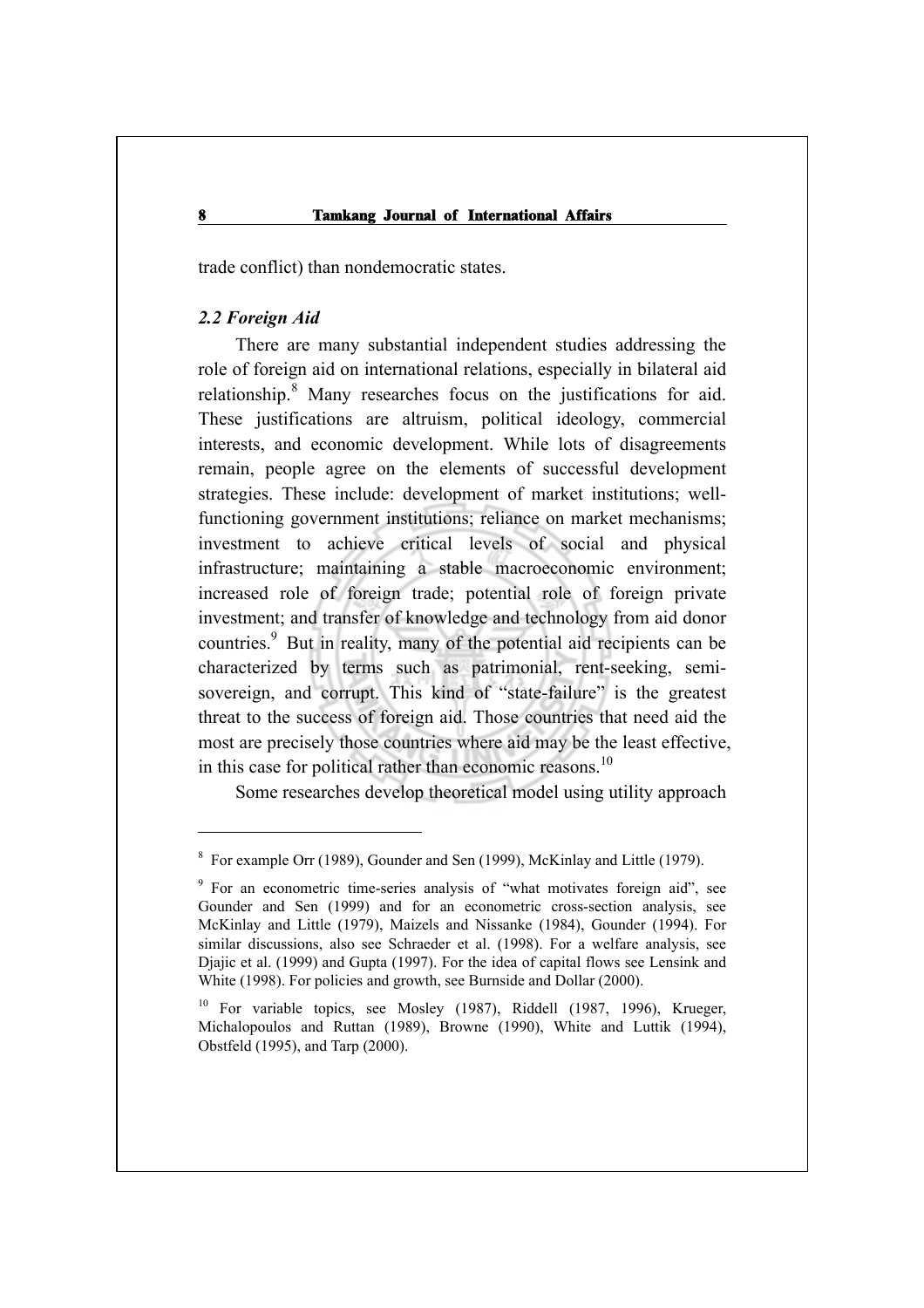trade conflict) than nondemocratic states.

### *2.2 Foreign Aid*

There are many substantial independent studies addressing the role of foreign aid on international relations, especially in bilateral aid relationship.[8] Many researches focus on the justifications for aid. These justifications are altruism, political ideology, commercial interests, and economic development. While lots of disagreements remain, people agree on the elements of successful development strategies. These include: development of market institutions; well-functioning government institutions; reliance on market mechanisms; investment to achieve critical levels of social and physical infrastructure; maintaining a stable macroeconomic environment; increased role of foreign trade; potential role of foreign private investment; and transfer of knowledge and technology from aid donor countries.[9] But in reality, many of the potential aid recipients can be characterized by terms such as patrimonial, rent-seeking, semi-sovereign, and corrupt. This kind of "state-failure" is the greatest threat to the success of foreign aid. Those countries that need aid the most are precisely those countries where aid may be the least effective, in this case for political rather than economic reasons.[10]

Some researches develop theoretical model using utility approach

---

[8] For example Orr (1989), Gounder and Sen (1999), McKinlay and Little (1979).

[9] For an econometric time-series analysis of "what motivates foreign aid", see Gounder and Sen (1999) and for an econometric cross-section analysis, see McKinlay and Little (1979), Maizels and Nissanke (1984), Gounder (1994). For similar discussions, also see Schraeder et al. (1998). For a welfare analysis, see Djajic et al. (1999) and Gupta (1997). For the idea of capital flows see Lensink and White (1998). For policies and growth, see Burnside and Dollar (2000).

[10] For variable topics, see Mosley (1987), Riddell (1987, 1996), Krueger, Michalopoulos and Ruttan (1989), Browne (1990), White and Luttik (1994), Obstfeld (1995), and Tarp (2000).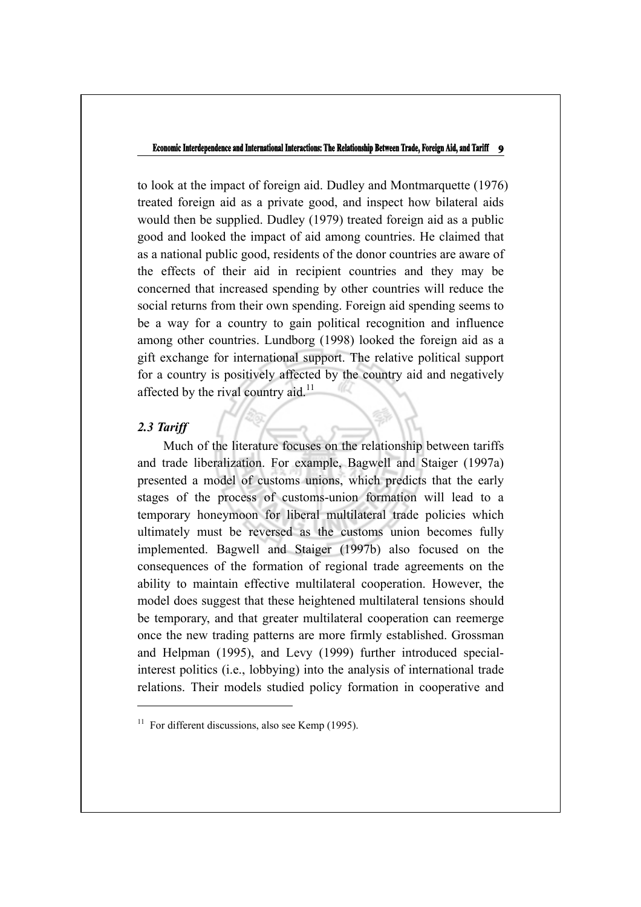to look at the impact of foreign aid. Dudley and Montmarquette (1976) treated foreign aid as a private good, and inspect how bilateral aids would then be supplied. Dudley (1979) treated foreign aid as a public good and looked the impact of aid among countries. He claimed that as a national public good, residents of the donor countries are aware of the effects of their aid in recipient countries and they may be concerned that increased spending by other countries will reduce the social returns from their own spending. Foreign aid spending seems to be a way for a country to gain political recognition and influence among other countries. Lundborg (1998) looked the foreign aid as a gift exchange for international support. The relative political support for a country is positively affected by the country aid and negatively affected by the rival country aid.[11]

### *2.3 Tariff*

Much of the literature focuses on the relationship between tariffs and trade liberalization. For example, Bagwell and Staiger (1997a) presented a model of customs unions, which predicts that the early stages of the process of customs-union formation will lead to a temporary honeymoon for liberal multilateral trade policies which ultimately must be reversed as the customs union becomes fully implemented. Bagwell and Staiger (1997b) also focused on the consequences of the formation of regional trade agreements on the ability to maintain effective multilateral cooperation. However, the model does suggest that these heightened multilateral tensions should be temporary, and that greater multilateral cooperation can reemerge once the new trading patterns are more firmly established. Grossman and Helpman (1995), and Levy (1999) further introduced special-interest politics (i.e., lobbying) into the analysis of international trade relations. Their models studied policy formation in cooperative and

[11] For different discussions, also see Kemp (1995).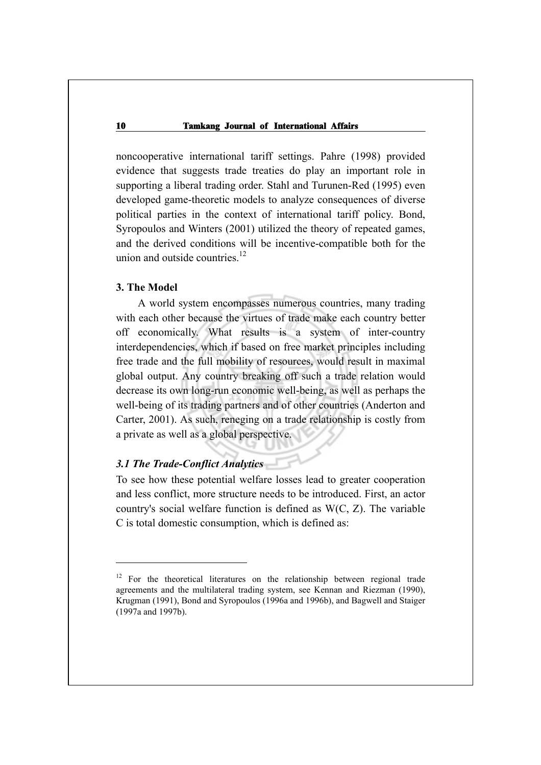noncooperative international tariff settings. Pahre (1998) provided evidence that suggests trade treaties do play an important role in supporting a liberal trading order. Stahl and Turunen-Red (1995) even developed game-theoretic models to analyze consequences of diverse political parties in the context of international tariff policy. Bond, Syropoulos and Winters (2001) utilized the theory of repeated games, and the derived conditions will be incentive-compatible both for the union and outside countries.[12]

## 3. The Model

A world system encompasses numerous countries, many trading with each other because the virtues of trade make each country better off economically. What results is a system of inter-country interdependencies, which if based on free market principles including free trade and the full mobility of resources, would result in maximal global output. Any country breaking off such a trade relation would decrease its own long-run economic well-being, as well as perhaps the well-being of its trading partners and of other countries (Anderton and Carter, 2001). As such, reneging on a trade relationship is costly from a private as well as a global perspective.

### *3.1 The Trade-Conflict Analytics*

To see how these potential welfare losses lead to greater cooperation and less conflict, more structure needs to be introduced. First, an actor country's social welfare function is defined as W(C, Z). The variable C is total domestic consumption, which is defined as:

---

[12] For the theoretical literatures on the relationship between regional trade agreements and the multilateral trading system, see Kennan and Riezman (1990), Krugman (1991), Bond and Syropoulos (1996a and 1996b), and Bagwell and Staiger (1997a and 1997b).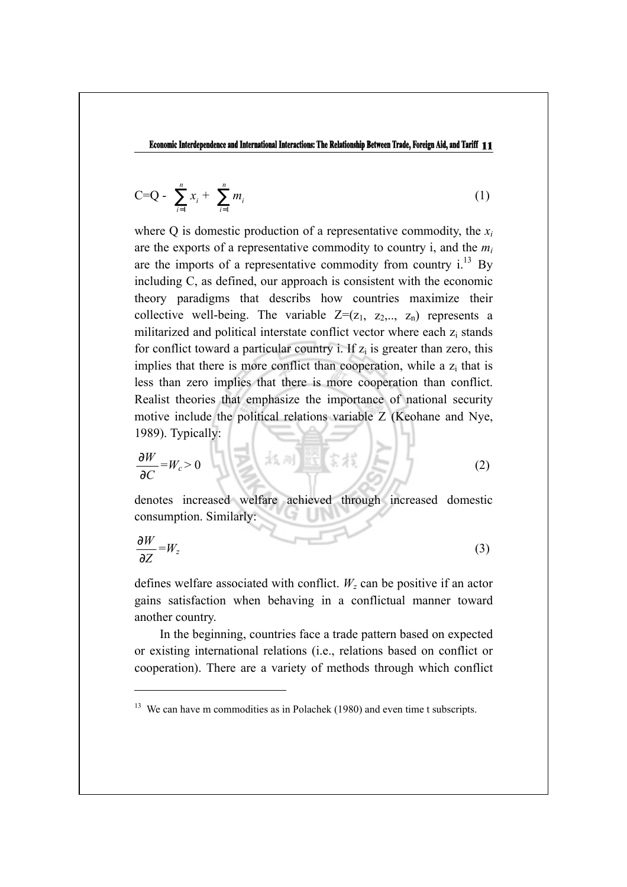$$C = Q - \sum_{i=1}^{n} x_i + \sum_{i=1}^{n} m_i \tag{1}$$

where Q is domestic production of a representative commodity, the $x_i$ are the exports of a representative commodity to country i, and the $m_i$ are the imports of a representative commodity from country i.[13] By including C, as defined, our approach is consistent with the economic theory paradigms that describs how countries maximize their collective well-being. The variable $Z=(z_1, z_2,.., z_n)$ represents a militarized and political interstate conflict vector where each $z_i$ stands for conflict toward a particular country i. If $z_i$ is greater than zero, this implies that there is more conflict than cooperation, while a $z_i$ that is less than zero implies that there is more cooperation than conflict. Realist theories that emphasize the importance of national security motive include the political relations variable Z (Keohane and Nye, 1989). Typically:

$$\frac{\partial W}{\partial C} = W_c > 0 \tag{2}$$

denotes increased welfare achieved through increased domestic consumption. Similarly:

$$\frac{\partial W}{\partial Z} = W_z \tag{3}$$

defines welfare associated with conflict. $W_z$ can be positive if an actor gains satisfaction when behaving in a conflictual manner toward another country.

In the beginning, countries face a trade pattern based on expected or existing international relations (i.e., relations based on conflict or cooperation). There are a variety of methods through which conflict

---

[13] We can have m commodities as in Polachek (1980) and even time t subscripts.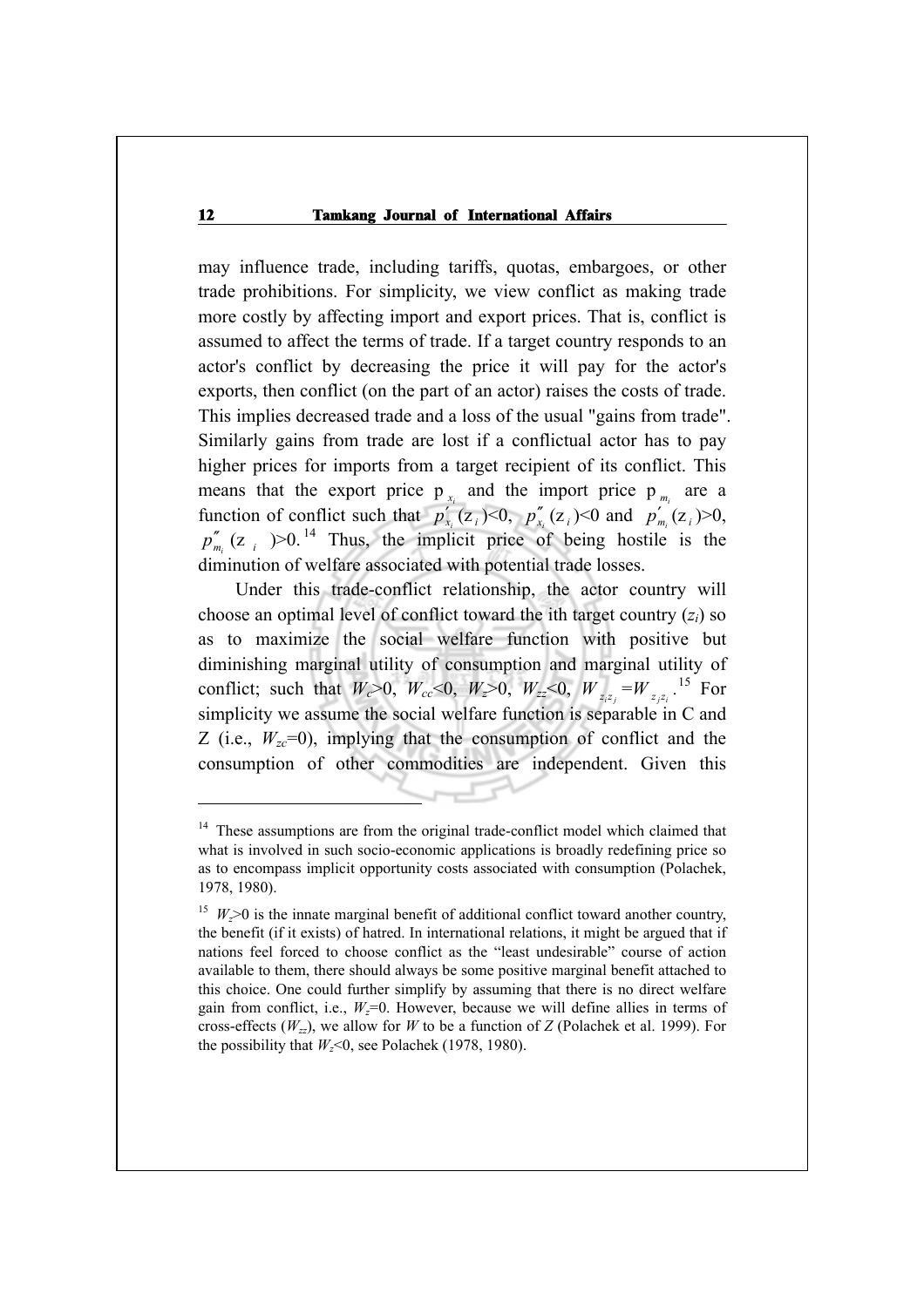may influence trade, including tariffs, quotas, embargoes, or other trade prohibitions. For simplicity, we view conflict as making trade more costly by affecting import and export prices. That is, conflict is assumed to affect the terms of trade. If a target country responds to an actor's conflict by decreasing the price it will pay for the actor's exports, then conflict (on the part of an actor) raises the costs of trade. This implies decreased trade and a loss of the usual "gains from trade". Similarly gains from trade are lost if a conflictual actor has to pay higher prices for imports from a target recipient of its conflict. This means that the export price $p_{x_i}$ and the import price $p_{m_i}$ are a function of conflict such that $p'_{x_i}(z_i)<0$, $p''_{x_i}(z_i)<0$ and $p'_{m_i}(z_i)>0$, $p''_{m_i}(z_i)>0$.[14] Thus, the implicit price of being hostile is the diminution of welfare associated with potential trade losses.

Under this trade-conflict relationship, the actor country will choose an optimal level of conflict toward the ith target country ($z_i$) so as to maximize the social welfare function with positive but diminishing marginal utility of consumption and marginal utility of conflict; such that $W_c>0$, $W_{cc}<0$, $W_z>0$, $W_{zz}<0$, $W_{z_iz_j}=W_{z_jz_i}$.[15] For simplicity we assume the social welfare function is separable in C and Z (i.e., $W_{zc}=0$), implying that the consumption of conflict and the consumption of other commodities are independent. Given this

---

[14] These assumptions are from the original trade-conflict model which claimed that what is involved in such socio-economic applications is broadly redefining price so as to encompass implicit opportunity costs associated with consumption (Polachek, 1978, 1980).

[15] $W_z>0$ is the innate marginal benefit of additional conflict toward another country, the benefit (if it exists) of hatred. In international relations, it might be argued that if nations feel forced to choose conflict as the "least undesirable" course of action available to them, there should always be some positive marginal benefit attached to this choice. One could further simplify by assuming that there is no direct welfare gain from conflict, i.e., $W_z=0$. However, because we will define allies in terms of cross-effects ($W_{zz}$), we allow for $W$ to be a function of $Z$ (Polachek et al. 1999). For the possibility that $W_z<0$, see Polachek (1978, 1980).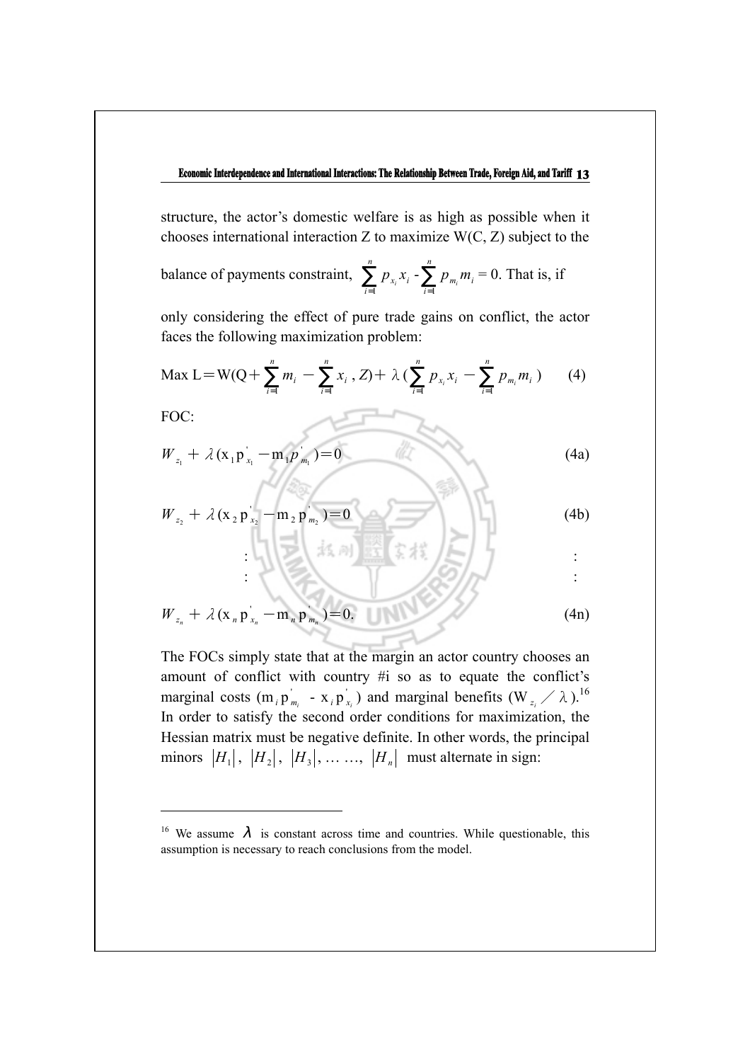structure, the actor's domestic welfare is as high as possible when it chooses international interaction Z to maximize W(C, Z) subject to the balance of payments constraint, $\sum_{i=1}^{n} p_{x_i} x_i - \sum_{i=1}^{n} p_{m_i} m_i = 0$. That is, if only considering the effect of pure trade gains on conflict, the actor faces the following maximization problem:

$$\text{Max } L = W(Q + \sum_{i=1}^{n} m_i - \sum_{i=1}^{n} x_i, Z) + \lambda(\sum_{i=1}^{n} p_{x_i} x_i - \sum_{i=1}^{n} p_{m_i} m_i) \qquad (4)$$

FOC:

$$W_{z_1} + \lambda(x_1 p'_{x_1} - m_1 p'_{m_1}) = 0 \qquad (4a)$$

$$W_{z_2} + \lambda(x_2 p'_{x_2} - m_2 p'_{m_2}) = 0 \qquad (4b)$$

$$\vdots \qquad\qquad\qquad\qquad \vdots$$

$$W_{z_n} + \lambda(x_n p'_{x_n} - m_n p'_{m_n}) = 0. \qquad (4n)$$

The FOCs simply state that at the margin an actor country chooses an amount of conflict with country #i so as to equate the conflict's marginal costs ($m_i p'_{m_i} - x_i p'_{x_i}$) and marginal benefits ($W_{z_i} / \lambda$).[16] In order to satisfy the second order conditions for maximization, the Hessian matrix must be negative definite. In other words, the principal minors $|H_1|$, $|H_2|$, $|H_3|$, ... ..., $|H_n|$ must alternate in sign:

---

[16] We assume $\lambda$ is constant across time and countries. While questionable, this assumption is necessary to reach conclusions from the model.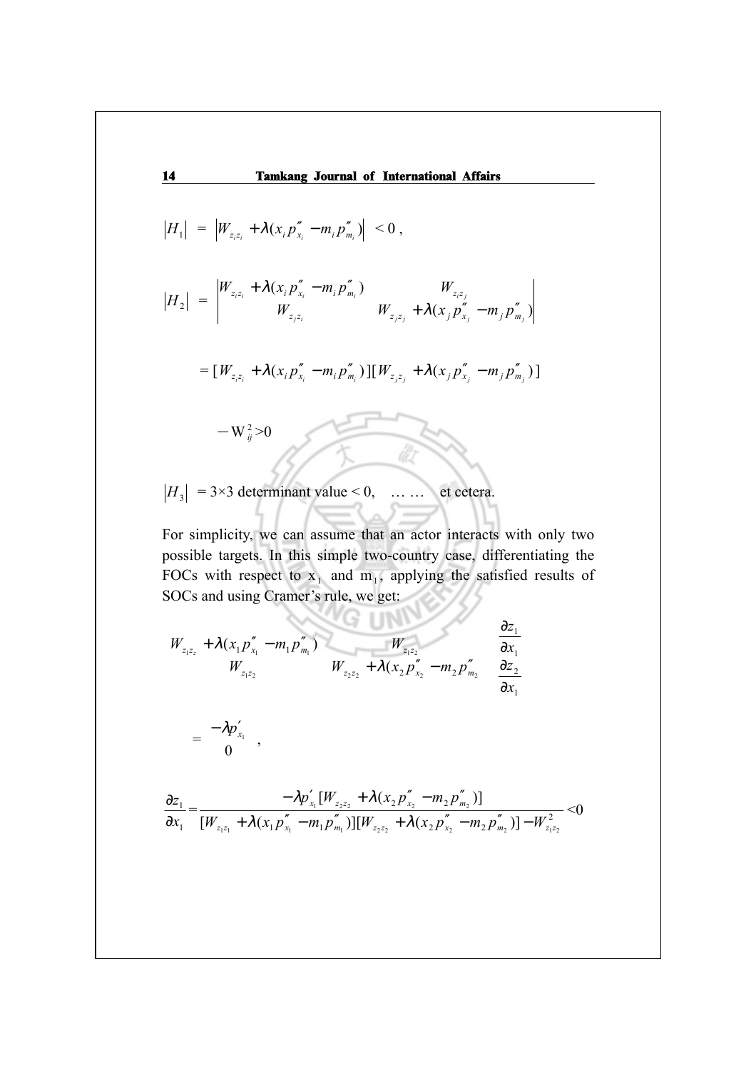$$|H_1| = \left| W_{z_i z_i} + \lambda(x_i p''_{x_i} - m_i p''_{m_i}) \right| < 0 \ ,$$

$$|H_2| = \begin{vmatrix} W_{z_i z_i} + \lambda(x_i p''_{x_i} - m_i p''_{m_i}) & W_{z_i z_j} \\ W_{z_j z_i} & W_{z_j z_j} + \lambda(x_j p''_{x_j} - m_j p''_{m_j}) \end{vmatrix}$$

$$= [W_{z_i z_i} + \lambda(x_i p''_{x_i} - m_i p''_{m_i})][W_{z_j z_j} + \lambda(x_j p''_{x_j} - m_j p''_{m_j})]$$

$$- \mathrm{W}_{ij}^2 > 0$$

$|H_3|$ = 3×3 determinant value < 0, … … et cetera.

For simplicity, we can assume that an actor interacts with only two possible targets. In this simple two-country case, differentiating the FOCs with respect to $x_1$ and $m_1$, applying the satisfied results of SOCs and using Cramer's rule, we get:

$$\begin{bmatrix} W_{z_1 z_z} + \lambda(x_1 p''_{x_1} - m_1 p''_{m_1}) & W_{z_1 z_2} \\ W_{z_1 z_2} & W_{z_2 z_2} + \lambda(x_2 p''_{x_2} - m_2 p''_{m_2} \end{bmatrix} \begin{bmatrix} \dfrac{\partial z_1}{\partial x_1} \\ \dfrac{\partial z_2}{\partial x_1} \end{bmatrix}$$

$$= \begin{bmatrix} -\lambda p'_{x_1} \\ 0 \end{bmatrix} \ ,$$

$$\frac{\partial z_1}{\partial x_1} = \frac{-\lambda p'_{x_1}[W_{z_2 z_2} + \lambda(x_2 p''_{x_2} - m_2 p''_{m_2})]}{[W_{z_1 z_1} + \lambda(x_1 p''_{x_1} - m_1 p''_{m_1})][W_{z_2 z_2} + \lambda(x_2 p''_{x_2} - m_2 p''_{m_2})] - W_{z_1 z_2}^2} < 0$$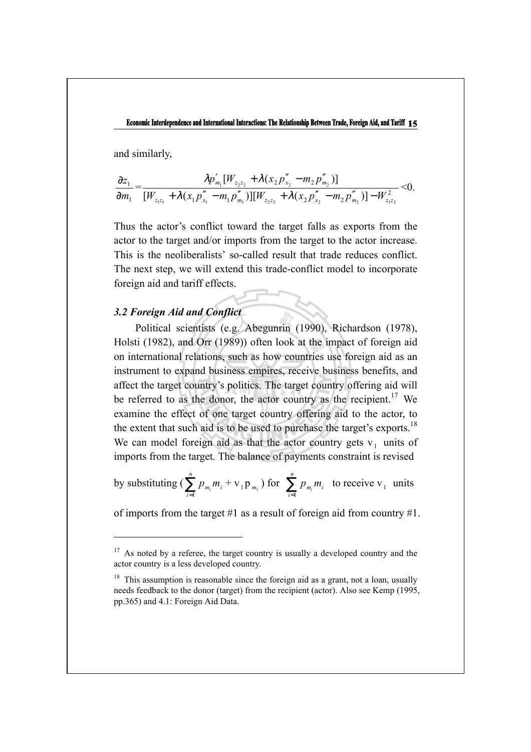and similarly,

$$\frac{\partial z_1}{\partial m_1} = \frac{\lambda p'_{m_1}[W_{z_2z_2} + \lambda(x_2 p''_{x_2} - m_2 p''_{m_2})]}{[W_{z_1z_1} + \lambda(x_1 p''_{x_1} - m_1 p''_{m_1})][W_{z_2z_2} + \lambda(x_2 p''_{x_2} - m_2 p''_{m_2})] - W^2_{z_1z_2}} < 0.$$

Thus the actor's conflict toward the target falls as exports from the actor to the target and/or imports from the target to the actor increase. This is the neoliberalists' so-called result that trade reduces conflict. The next step, we will extend this trade-conflict model to incorporate foreign aid and tariff effects.

### *3.2 Foreign Aid and Conflict*

Political scientists (e.g. Abegunrin (1990), Richardson (1978), Holsti (1982), and Orr (1989)) often look at the impact of foreign aid on international relations, such as how countries use foreign aid as an instrument to expand business empires, receive business benefits, and affect the target country's politics. The target country offering aid will be referred to as the donor, the actor country as the recipient.[17] We examine the effect of one target country offering aid to the actor, to the extent that such aid is to be used to purchase the target's exports.[18] We can model foreign aid as that the actor country gets $v_1$ units of imports from the target. The balance of payments constraint is revised by substituting $(\sum_{i=1}^{n} p_{m_i} m_i + v_1 p_{m_1})$ for $\sum_{i=1}^{n} p_{m_i} m_i$ to receive $v_1$ units of imports from the target #1 as a result of foreign aid from country #1.

---

[17] As noted by a referee, the target country is usually a developed country and the actor country is a less developed country.

[18] This assumption is reasonable since the foreign aid as a grant, not a loan, usually needs feedback to the donor (target) from the recipient (actor). Also see Kemp (1995, pp.365) and 4.1: Foreign Aid Data.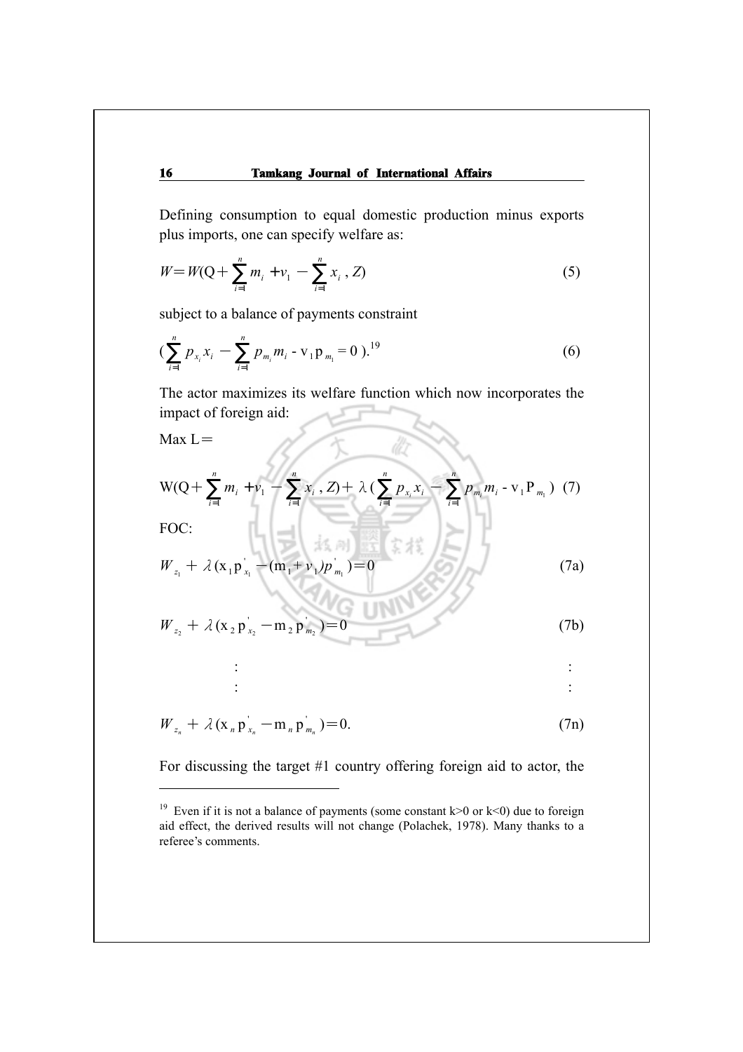Defining consumption to equal domestic production minus exports plus imports, one can specify welfare as:

$$W = W(Q + \sum_{i=1}^{n} m_i + v_1 - \sum_{i=1}^{n} x_i, Z) \tag{5}$$

subject to a balance of payments constraint

$$(\sum_{i=1}^{n} p_{x_i} x_i - \sum_{i=1}^{n} p_{m_i} m_i - v_1 p_{m_1} = 0).\text{[19]} \tag{6}$$

The actor maximizes its welfare function which now incorporates the impact of foreign aid:

Max L =

$$W(Q + \sum_{i=1}^{n} m_i + v_1 - \sum_{i=1}^{n} x_i, Z) + \lambda(\sum_{i=1}^{n} p_{x_i} x_i - \sum_{i=1}^{n} p_{m_i} m_i - v_1 P_{m_1}) \tag{7}$$

FOC:

$$W_{z_1} + \lambda(x_1 p'_{x_1} - (m_1 + v_1) p'_{m_1}) = 0 \tag{7a}$$

$$W_{z_2} + \lambda(x_2 p'_{x_2} - m_2 p'_{m_2}) = 0 \tag{7b}$$

$$\vdots$$

$$W_{z_n} + \lambda(x_n p'_{x_n} - m_n p'_{m_n}) = 0. \tag{7n}$$

For discussing the target #1 country offering foreign aid to actor, the

---

[19] Even if it is not a balance of payments (some constant $k>0$ or $k<0$) due to foreign aid effect, the derived results will not change (Polachek, 1978). Many thanks to a referee's comments.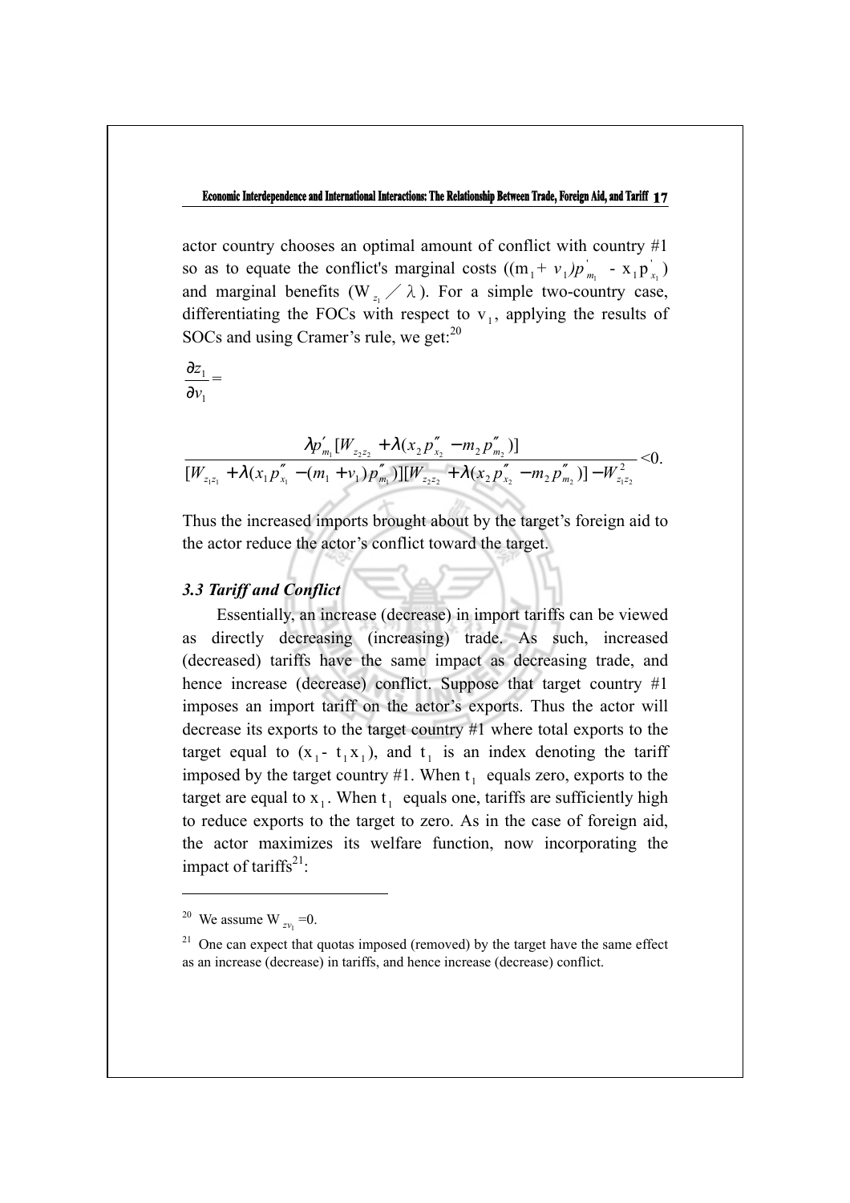actor country chooses an optimal amount of conflict with country #1 so as to equate the conflict's marginal costs ($(m_1 + v_1)p'_{m_1} - x_1 p'_{x_1}$) and marginal benefits ($W_{z_1} / \lambda$). For a simple two-country case, differentiating the FOCs with respect to $v_1$, applying the results of SOCs and using Cramer's rule, we get:[20]

$$\frac{\partial z_1}{\partial v_1} =$$

$$\frac{\lambda p'_{m_1}[W_{z_2 z_2} + \lambda(x_2 p''_{x_2} - m_2 p''_{m_2})]}{[W_{z_1 z_1} + \lambda(x_1 p''_{x_1} - (m_1 + v_1) p''_{m_1})][W_{z_2 z_2} + \lambda(x_2 p''_{x_2} - m_2 p''_{m_2})] - W_{z_1 z_2}^2} < 0.$$

Thus the increased imports brought about by the target's foreign aid to the actor reduce the actor's conflict toward the target.

### *3.3 Tariff and Conflict*

Essentially, an increase (decrease) in import tariffs can be viewed as directly decreasing (increasing) trade. As such, increased (decreased) tariffs have the same impact as decreasing trade, and hence increase (decrease) conflict. Suppose that target country #1 imposes an import tariff on the actor's exports. Thus the actor will decrease its exports to the target country #1 where total exports to the target equal to ($x_1 - t_1 x_1$), and $t_1$ is an index denoting the tariff imposed by the target country #1. When $t_1$ equals zero, exports to the target are equal to $x_1$. When $t_1$ equals one, tariffs are sufficiently high to reduce exports to the target to zero. As in the case of foreign aid, the actor maximizes its welfare function, now incorporating the impact of tariffs[21]:

---

[20] We assume $W_{zv_1} = 0$.

[21] One can expect that quotas imposed (removed) by the target have the same effect as an increase (decrease) in tariffs, and hence increase (decrease) conflict.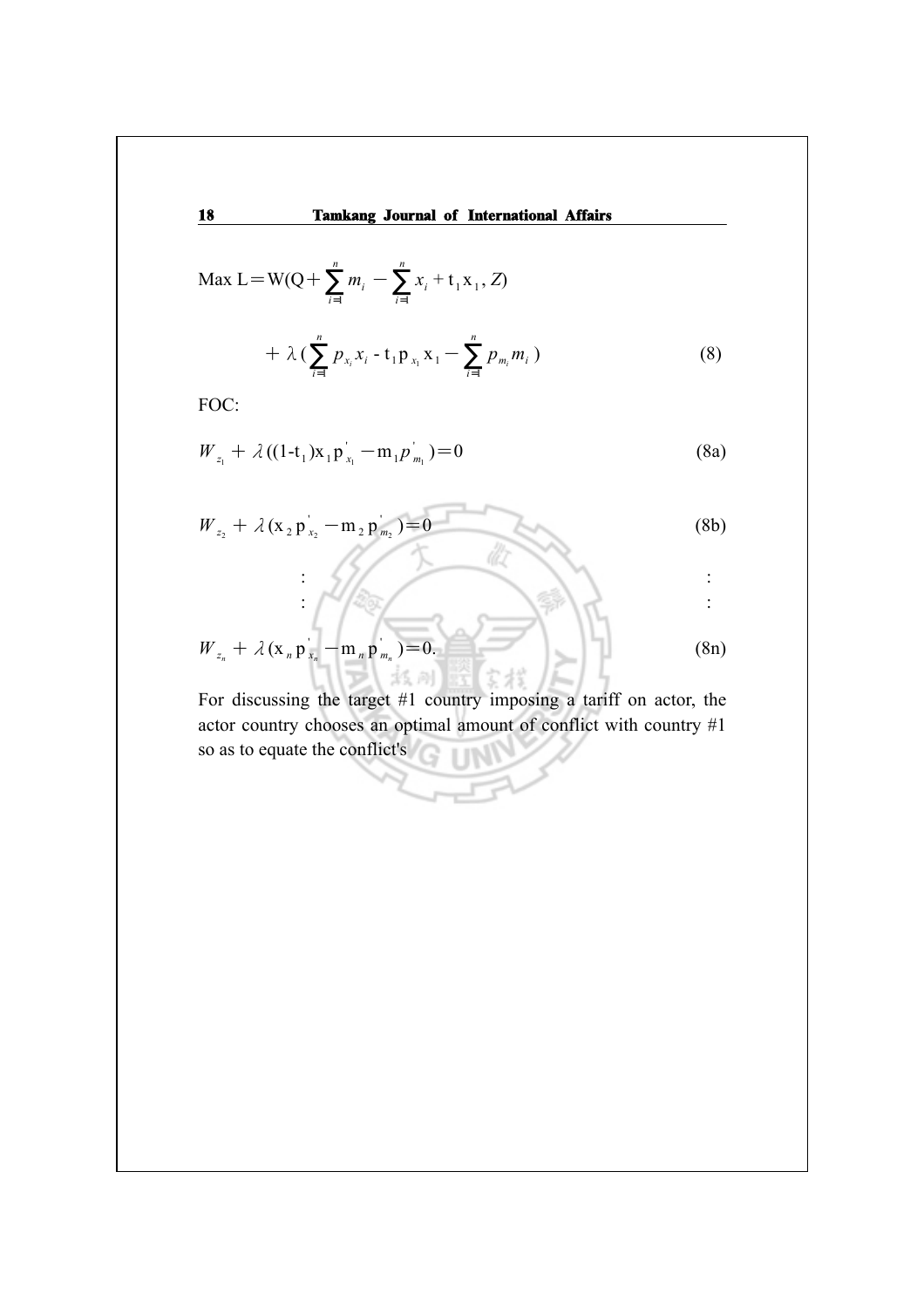$$\text{Max } L = W(Q + \sum_{i=1}^{n} m_i - \sum_{i=1}^{n} x_i + t_1 x_1, Z)$$

$$+ \lambda \left( \sum_{i=1}^{n} p_{x_i} x_i - t_1 p_{x_1} x_1 - \sum_{i=1}^{n} p_{m_i} m_i \right) \tag{8}$$

FOC:

$$W_{z_1} + \lambda((1-t_1)x_1 p'_{x_1} - m_1 p'_{m_1}) = 0 \tag{8a}$$

$$W_{z_2} + \lambda(x_2 p'_{x_2} - m_2 p'_{m_2}) = 0 \tag{8b}$$

$$\vdots \qquad\qquad\qquad\qquad \vdots$$

$$W_{z_n} + \lambda(x_n p'_{x_n} - m_n p'_{m_n}) = 0. \tag{8n}$$

For discussing the target #1 country imposing a tariff on actor, the actor country chooses an optimal amount of conflict with country #1 so as to equate the conflict's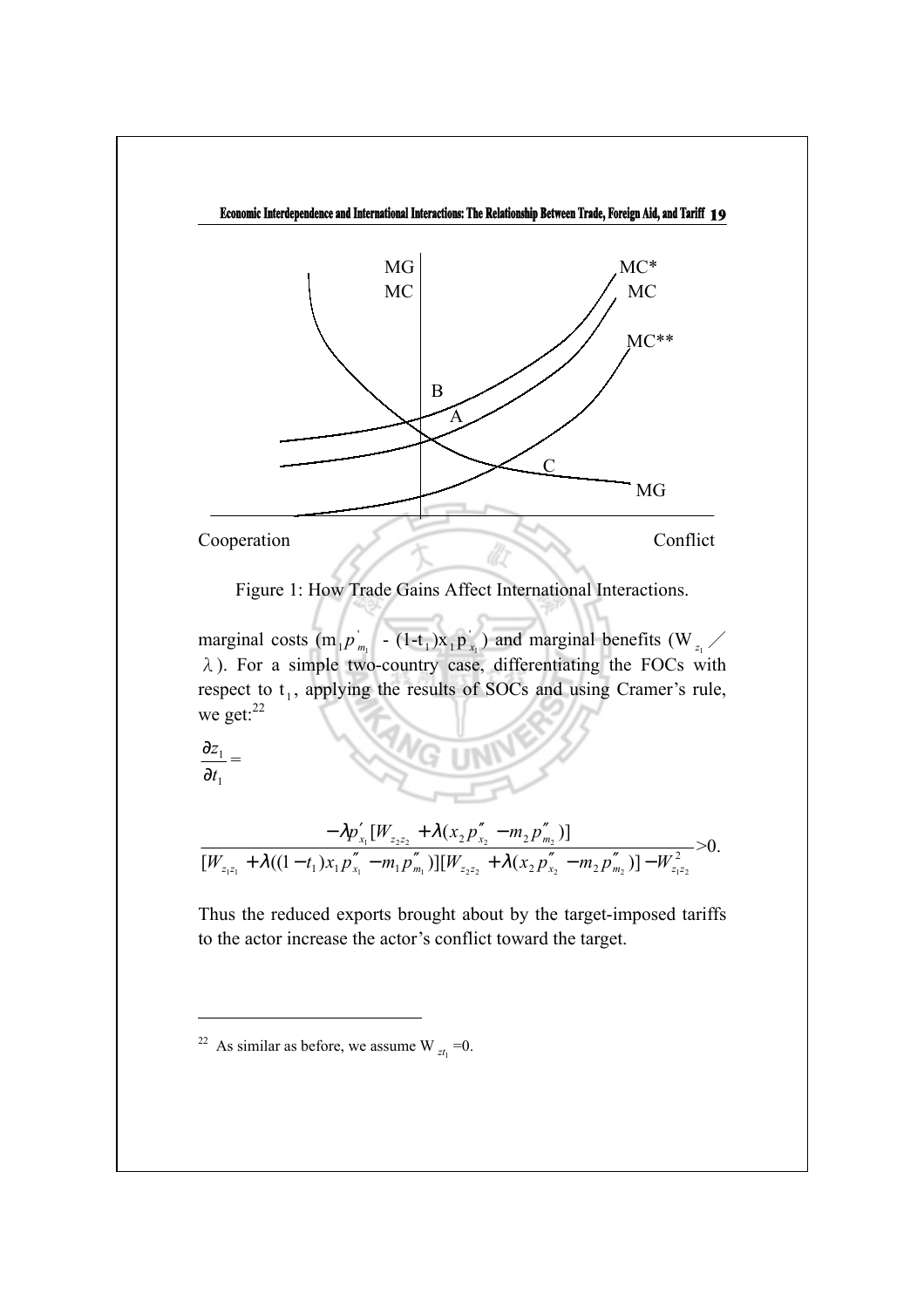Figure 1: How Trade Gains Affect International Interactions.

marginal costs ($m_1 p'_{m_1}$ - $(1-t_1)x_1 p'_{x_1}$) and marginal benefits ($W_{z_1}$ ╱ $\lambda$). For a simple two-country case, differentiating the FOCs with respect to $t_1$, applying the results of SOCs and using Cramer's rule, we get:[22]

$$\frac{\partial z_1}{\partial t_1} =$$

$$\frac{-\lambda p'_{x_1}[W_{z_2 z_2} + \lambda(x_2 p''_{x_2} - m_2 p''_{m_2})]}{[W_{z_1 z_1} + \lambda((1-t_1)x_1 p''_{x_1} - m_1 p''_{m_1})][W_{z_2 z_2} + \lambda(x_2 p''_{x_2} - m_2 p''_{m_2})] - W^2_{z_1 z_2}} > 0.$$

Thus the reduced exports brought about by the target-imposed tariffs to the actor increase the actor's conflict toward the target.

---

[22] As similar as before, we assume $W_{zt_1}=0$.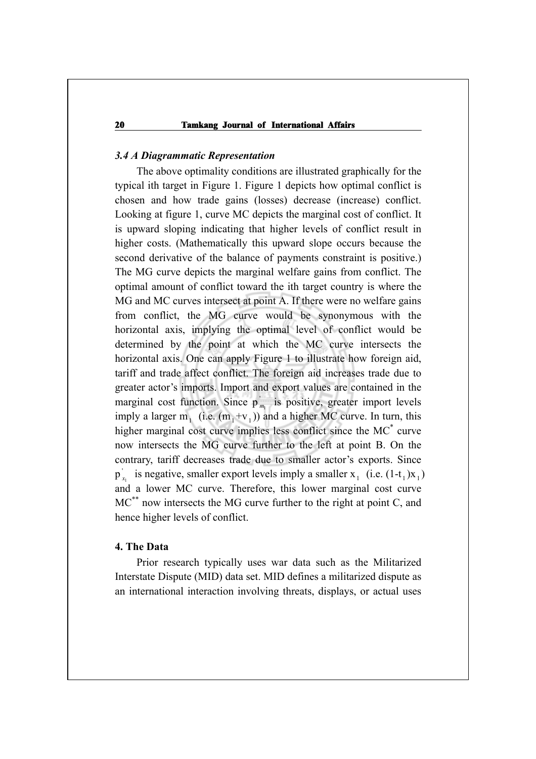### *3.4 A Diagrammatic Representation*

The above optimality conditions are illustrated graphically for the typical ith target in Figure 1. Figure 1 depicts how optimal conflict is chosen and how trade gains (losses) decrease (increase) conflict. Looking at figure 1, curve MC depicts the marginal cost of conflict. It is upward sloping indicating that higher levels of conflict result in higher costs. (Mathematically this upward slope occurs because the second derivative of the balance of payments constraint is positive.) The MG curve depicts the marginal welfare gains from conflict. The optimal amount of conflict toward the ith target country is where the MG and MC curves intersect at point A. If there were no welfare gains from conflict, the MG curve would be synonymous with the horizontal axis, implying the optimal level of conflict would be determined by the point at which the MC curve intersects the horizontal axis. One can apply Figure 1 to illustrate how foreign aid, tariff and trade affect conflict. The foreign aid increases trade due to greater actor's imports. Import and export values are contained in the marginal cost function. Since $p'_{m_1}$ is positive, greater import levels imply a larger $m_1$ (i.e. $(m_1+v_1)$) and a higher MC curve. In turn, this higher marginal cost curve implies less conflict since the $MC^*$ curve now intersects the MG curve further to the left at point B. On the contrary, tariff decreases trade due to smaller actor's exports. Since $p'_{x_1}$ is negative, smaller export levels imply a smaller $x_1$ (i.e. $(1-t_1)x_1$) and a lower MC curve. Therefore, this lower marginal cost curve $MC^{**}$ now intersects the MG curve further to the right at point C, and hence higher levels of conflict.

## 4. The Data

Prior research typically uses war data such as the Militarized Interstate Dispute (MID) data set. MID defines a militarized dispute as an international interaction involving threats, displays, or actual uses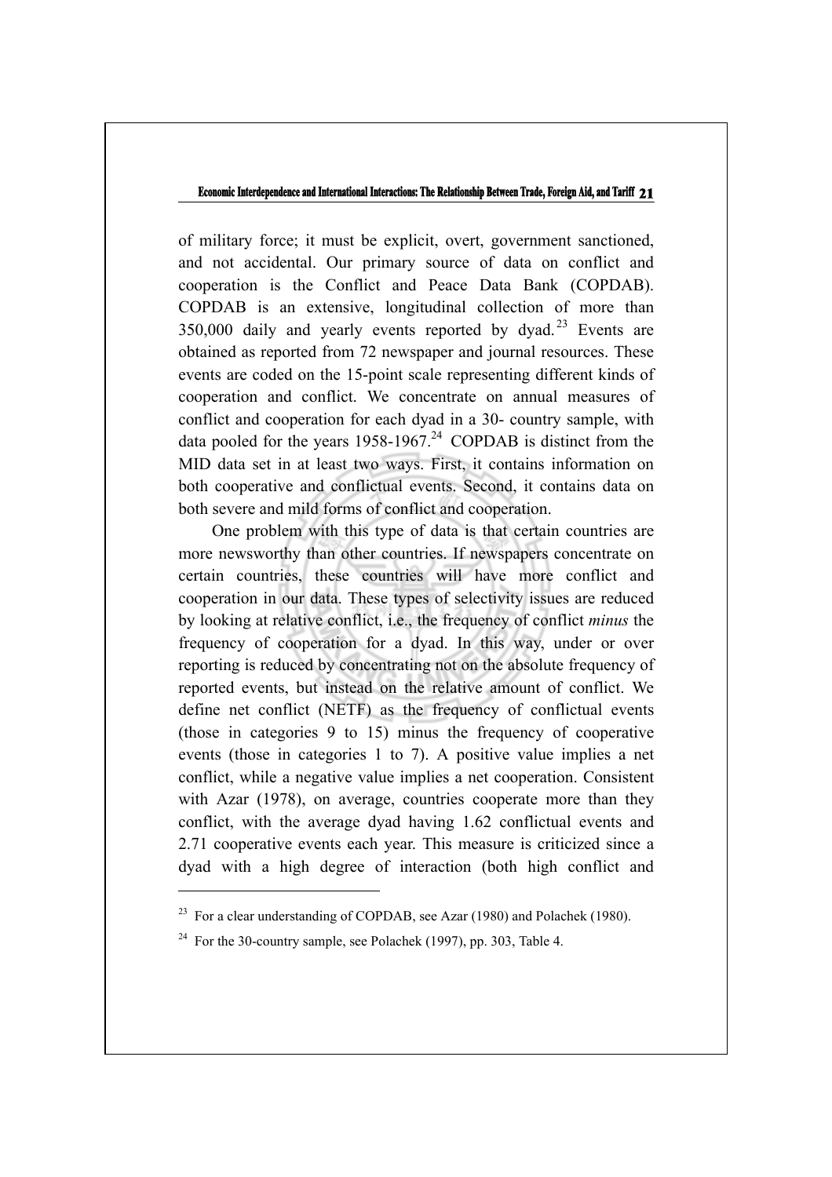of military force; it must be explicit, overt, government sanctioned, and not accidental. Our primary source of data on conflict and cooperation is the Conflict and Peace Data Bank (COPDAB). COPDAB is an extensive, longitudinal collection of more than 350,000 daily and yearly events reported by dyad.[23] Events are obtained as reported from 72 newspaper and journal resources. These events are coded on the 15-point scale representing different kinds of cooperation and conflict. We concentrate on annual measures of conflict and cooperation for each dyad in a 30- country sample, with data pooled for the years 1958-1967.[24] COPDAB is distinct from the MID data set in at least two ways. First, it contains information on both cooperative and conflictual events. Second, it contains data on both severe and mild forms of conflict and cooperation.

One problem with this type of data is that certain countries are more newsworthy than other countries. If newspapers concentrate on certain countries, these countries will have more conflict and cooperation in our data. These types of selectivity issues are reduced by looking at relative conflict, i.e., the frequency of conflict *minus* the frequency of cooperation for a dyad. In this way, under or over reporting is reduced by concentrating not on the absolute frequency of reported events, but instead on the relative amount of conflict. We define net conflict (NETF) as the frequency of conflictual events (those in categories 9 to 15) minus the frequency of cooperative events (those in categories 1 to 7). A positive value implies a net conflict, while a negative value implies a net cooperation. Consistent with Azar (1978), on average, countries cooperate more than they conflict, with the average dyad having 1.62 conflictual events and 2.71 cooperative events each year. This measure is criticized since a dyad with a high degree of interaction (both high conflict and

---

[23] For a clear understanding of COPDAB, see Azar (1980) and Polachek (1980).

[24] For the 30-country sample, see Polachek (1997), pp. 303, Table 4.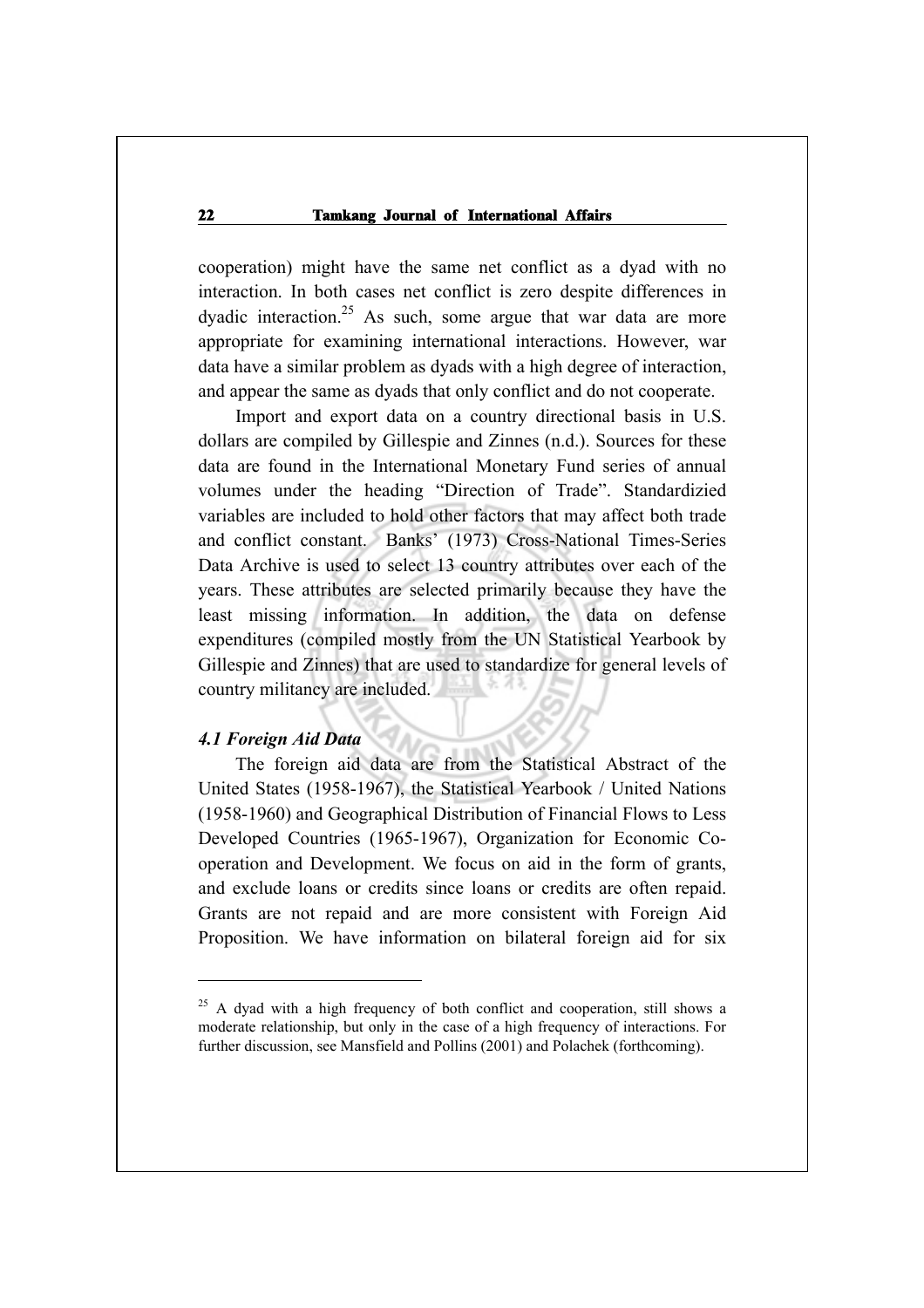cooperation) might have the same net conflict as a dyad with no interaction. In both cases net conflict is zero despite differences in dyadic interaction.[25] As such, some argue that war data are more appropriate for examining international interactions. However, war data have a similar problem as dyads with a high degree of interaction, and appear the same as dyads that only conflict and do not cooperate.

Import and export data on a country directional basis in U.S. dollars are compiled by Gillespie and Zinnes (n.d.). Sources for these data are found in the International Monetary Fund series of annual volumes under the heading "Direction of Trade". Standardizied variables are included to hold other factors that may affect both trade and conflict constant. Banks' (1973) Cross-National Times-Series Data Archive is used to select 13 country attributes over each of the years. These attributes are selected primarily because they have the least missing information. In addition, the data on defense expenditures (compiled mostly from the UN Statistical Yearbook by Gillespie and Zinnes) that are used to standardize for general levels of country militancy are included.

### *4.1 Foreign Aid Data*

The foreign aid data are from the Statistical Abstract of the United States (1958-1967), the Statistical Yearbook / United Nations (1958-1960) and Geographical Distribution of Financial Flows to Less Developed Countries (1965-1967), Organization for Economic Co-operation and Development. We focus on aid in the form of grants, and exclude loans or credits since loans or credits are often repaid. Grants are not repaid and are more consistent with Foreign Aid Proposition. We have information on bilateral foreign aid for six

---

[25] A dyad with a high frequency of both conflict and cooperation, still shows a moderate relationship, but only in the case of a high frequency of interactions. For further discussion, see Mansfield and Pollins (2001) and Polachek (forthcoming).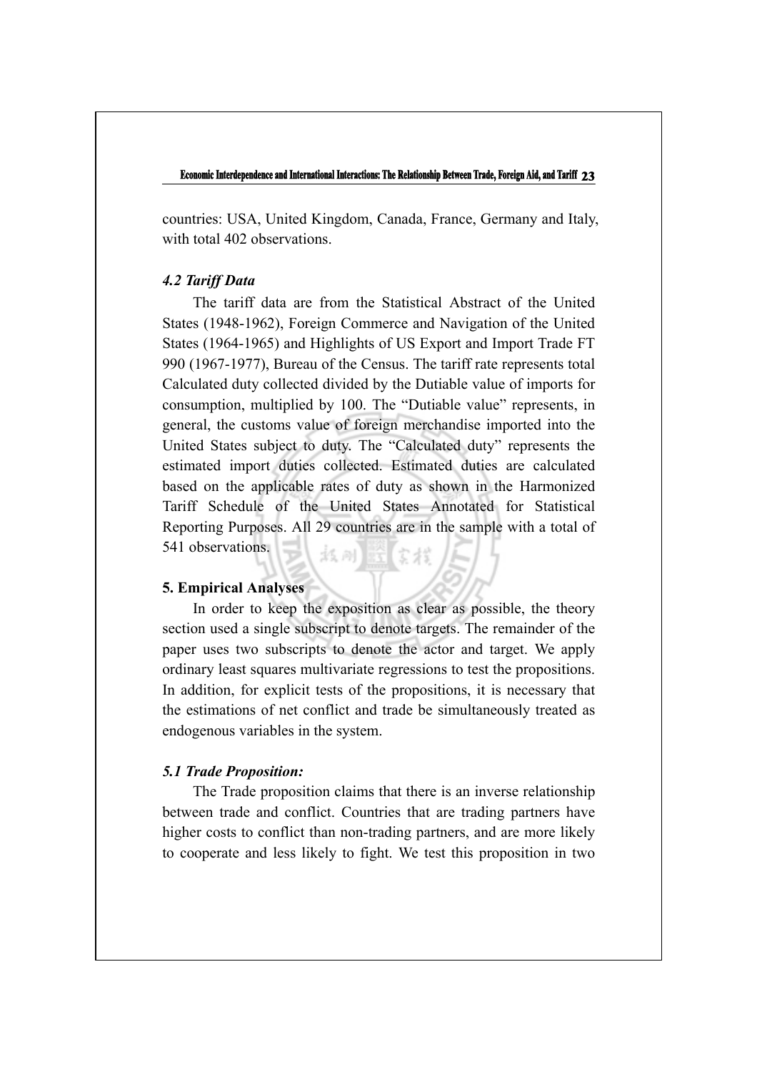countries: USA, United Kingdom, Canada, France, Germany and Italy, with total 402 observations.

### *4.2 Tariff Data*

The tariff data are from the Statistical Abstract of the United States (1948-1962), Foreign Commerce and Navigation of the United States (1964-1965) and Highlights of US Export and Import Trade FT 990 (1967-1977), Bureau of the Census. The tariff rate represents total Calculated duty collected divided by the Dutiable value of imports for consumption, multiplied by 100. The "Dutiable value" represents, in general, the customs value of foreign merchandise imported into the United States subject to duty. The "Calculated duty" represents the estimated import duties collected. Estimated duties are calculated based on the applicable rates of duty as shown in the Harmonized Tariff Schedule of the United States Annotated for Statistical Reporting Purposes. All 29 countries are in the sample with a total of 541 observations.

## **5. Empirical Analyses**

In order to keep the exposition as clear as possible, the theory section used a single subscript to denote targets. The remainder of the paper uses two subscripts to denote the actor and target. We apply ordinary least squares multivariate regressions to test the propositions. In addition, for explicit tests of the propositions, it is necessary that the estimations of net conflict and trade be simultaneously treated as endogenous variables in the system.

### *5.1 Trade Proposition:*

The Trade proposition claims that there is an inverse relationship between trade and conflict. Countries that are trading partners have higher costs to conflict than non-trading partners, and are more likely to cooperate and less likely to fight. We test this proposition in two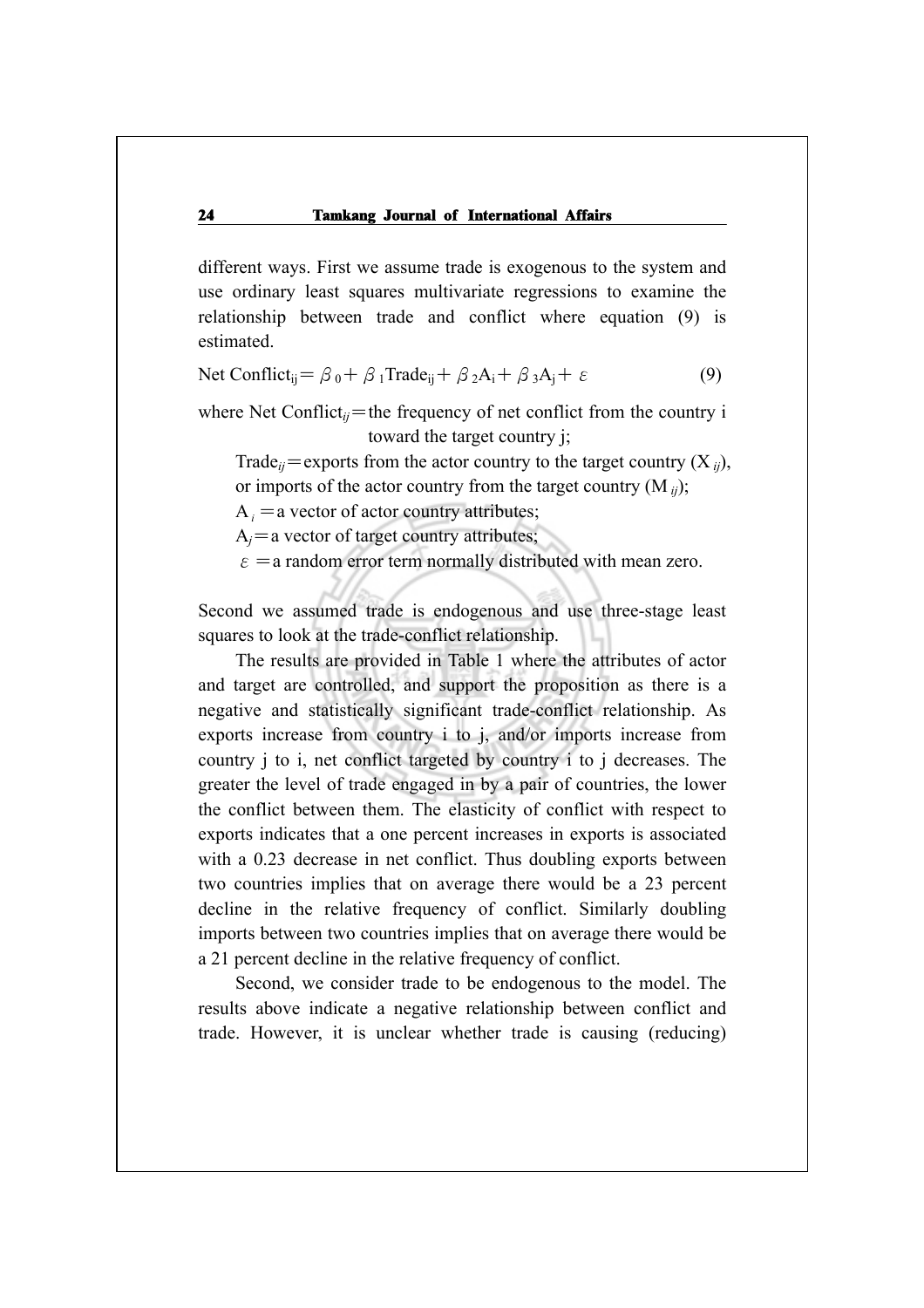different ways. First we assume trade is exogenous to the system and use ordinary least squares multivariate regressions to examine the relationship between trade and conflict where equation (9) is estimated.

$$\text{Net Conflict}_{ij} = \beta_0 + \beta_1 \text{Trade}_{ij} + \beta_2 A_i + \beta_3 A_j + \varepsilon \quad (9)$$

where Net $\text{Conflict}_{ij}$ = the frequency of net conflict from the country i toward the target country j;

$\text{Trade}_{ij}$ = exports from the actor country to the target country ($X_{ij}$), or imports of the actor country from the target country ($M_{ij}$);

$A_i$ = a vector of actor country attributes;

$A_j$ = a vector of target country attributes;

$\varepsilon$ = a random error term normally distributed with mean zero.

Second we assumed trade is endogenous and use three-stage least squares to look at the trade-conflict relationship.

The results are provided in Table 1 where the attributes of actor and target are controlled, and support the proposition as there is a negative and statistically significant trade-conflict relationship. As exports increase from country i to j, and/or imports increase from country j to i, net conflict targeted by country i to j decreases. The greater the level of trade engaged in by a pair of countries, the lower the conflict between them. The elasticity of conflict with respect to exports indicates that a one percent increases in exports is associated with a 0.23 decrease in net conflict. Thus doubling exports between two countries implies that on average there would be a 23 percent decline in the relative frequency of conflict. Similarly doubling imports between two countries implies that on average there would be a 21 percent decline in the relative frequency of conflict.

Second, we consider trade to be endogenous to the model. The results above indicate a negative relationship between conflict and trade. However, it is unclear whether trade is causing (reducing)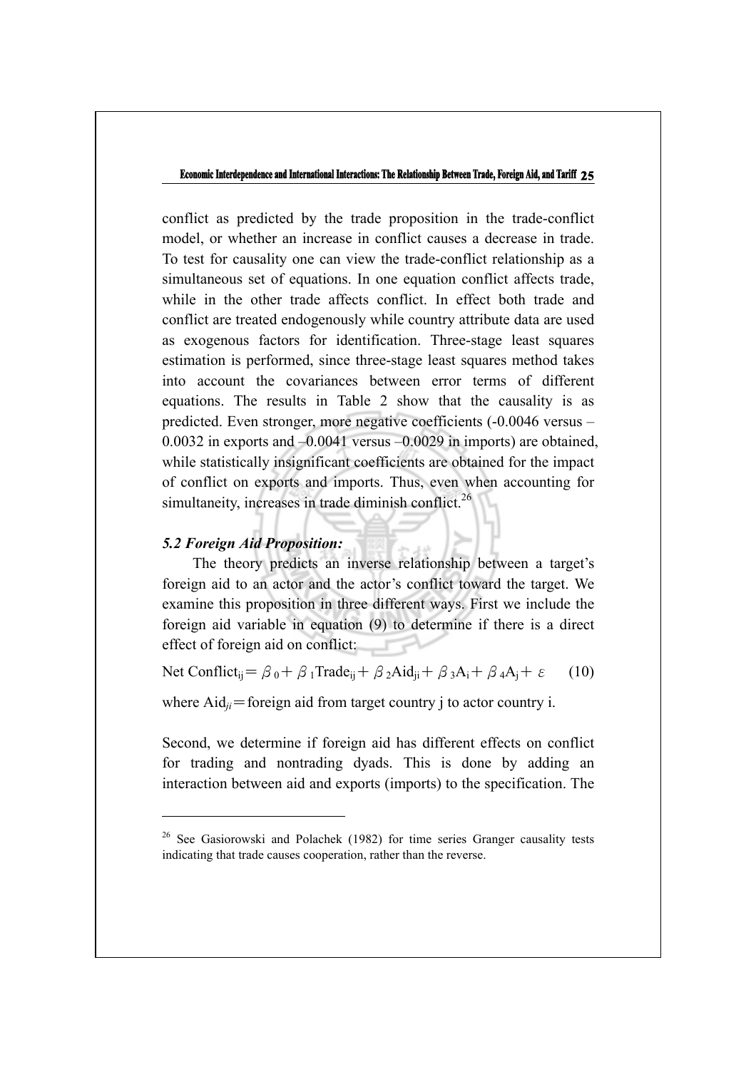conflict as predicted by the trade proposition in the trade-conflict model, or whether an increase in conflict causes a decrease in trade. To test for causality one can view the trade-conflict relationship as a simultaneous set of equations. In one equation conflict affects trade, while in the other trade affects conflict. In effect both trade and conflict are treated endogenously while country attribute data are used as exogenous factors for identification. Three-stage least squares estimation is performed, since three-stage least squares method takes into account the covariances between error terms of different equations. The results in Table 2 show that the causality is as predicted. Even stronger, more negative coefficients (-0.0046 versus –0.0032 in exports and –0.0041 versus –0.0029 in imports) are obtained, while statistically insignificant coefficients are obtained for the impact of conflict on exports and imports. Thus, even when accounting for simultaneity, increases in trade diminish conflict.[26]

***5.2 Foreign Aid Proposition:***

The theory predicts an inverse relationship between a target's foreign aid to an actor and the actor's conflict toward the target. We examine this proposition in three different ways. First we include the foreign aid variable in equation (9) to determine if there is a direct effect of foreign aid on conflict:

$$\text{Net Conflict}_{ij} = \beta_0 + \beta_1 \text{Trade}_{ij} + \beta_2 \text{Aid}_{ji} + \beta_3 A_i + \beta_4 A_j + \varepsilon \qquad (10)$$

where $\text{Aid}_{ji}$ = foreign aid from target country j to actor country i.

Second, we determine if foreign aid has different effects on conflict for trading and nontrading dyads. This is done by adding an interaction between aid and exports (imports) to the specification. The

---

[26] See Gasiorowski and Polachek (1982) for time series Granger causality tests indicating that trade causes cooperation, rather than the reverse.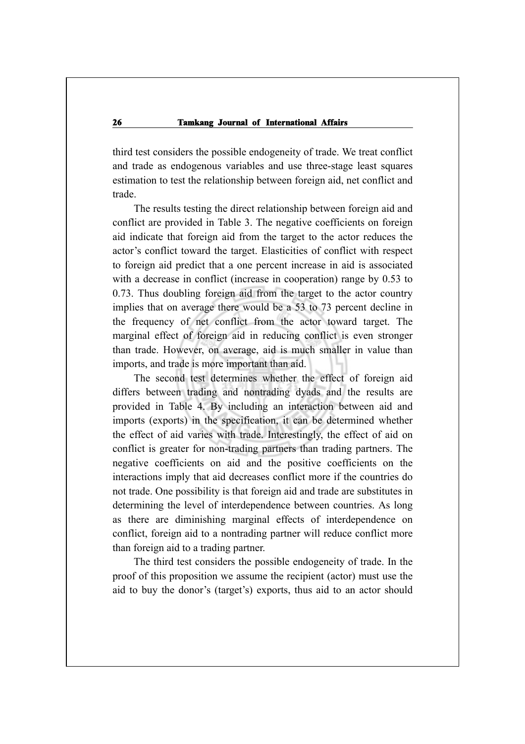third test considers the possible endogeneity of trade. We treat conflict and trade as endogenous variables and use three-stage least squares estimation to test the relationship between foreign aid, net conflict and trade.

The results testing the direct relationship between foreign aid and conflict are provided in Table 3. The negative coefficients on foreign aid indicate that foreign aid from the target to the actor reduces the actor's conflict toward the target. Elasticities of conflict with respect to foreign aid predict that a one percent increase in aid is associated with a decrease in conflict (increase in cooperation) range by 0.53 to 0.73. Thus doubling foreign aid from the target to the actor country implies that on average there would be a 53 to 73 percent decline in the frequency of net conflict from the actor toward target. The marginal effect of foreign aid in reducing conflict is even stronger than trade. However, on average, aid is much smaller in value than imports, and trade is more important than aid.

The second test determines whether the effect of foreign aid differs between trading and nontrading dyads and the results are provided in Table 4. By including an interaction between aid and imports (exports) in the specification, it can be determined whether the effect of aid varies with trade. Interestingly, the effect of aid on conflict is greater for non-trading partners than trading partners. The negative coefficients on aid and the positive coefficients on the interactions imply that aid decreases conflict more if the countries do not trade. One possibility is that foreign aid and trade are substitutes in determining the level of interdependence between countries. As long as there are diminishing marginal effects of interdependence on conflict, foreign aid to a nontrading partner will reduce conflict more than foreign aid to a trading partner.

The third test considers the possible endogeneity of trade. In the proof of this proposition we assume the recipient (actor) must use the aid to buy the donor's (target's) exports, thus aid to an actor should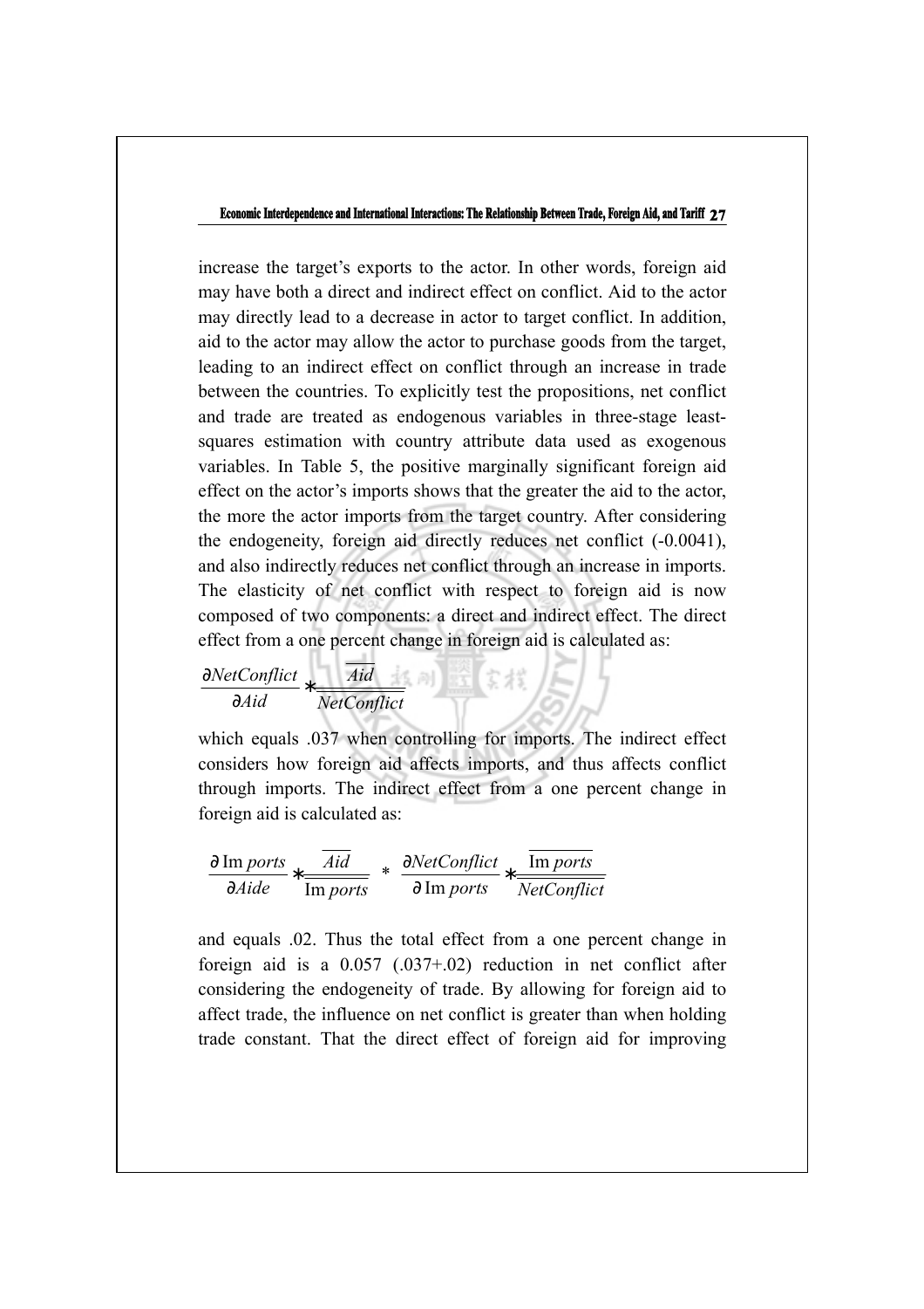increase the target's exports to the actor. In other words, foreign aid may have both a direct and indirect effect on conflict. Aid to the actor may directly lead to a decrease in actor to target conflict. In addition, aid to the actor may allow the actor to purchase goods from the target, leading to an indirect effect on conflict through an increase in trade between the countries. To explicitly test the propositions, net conflict and trade are treated as endogenous variables in three-stage least-squares estimation with country attribute data used as exogenous variables. In Table 5, the positive marginally significant foreign aid effect on the actor's imports shows that the greater the aid to the actor, the more the actor imports from the target country. After considering the endogeneity, foreign aid directly reduces net conflict (-0.0041), and also indirectly reduces net conflict through an increase in imports. The elasticity of net conflict with respect to foreign aid is now composed of two components: a direct and indirect effect. The direct effect from a one percent change in foreign aid is calculated as:

$$\frac{\partial NetConflict}{\partial Aid} * \frac{\overline{Aid}}{\overline{NetConflict}}$$

which equals .037 when controlling for imports. The indirect effect considers how foreign aid affects imports, and thus affects conflict through imports. The indirect effect from a one percent change in foreign aid is calculated as:

$$\frac{\partial \operatorname{Im} ports}{\partial Aide} * \frac{\overline{Aid}}{\overline{\operatorname{Im} ports}} * \frac{\partial NetConflict}{\partial \operatorname{Im} ports} * \frac{\overline{\operatorname{Im} ports}}{\overline{NetConflict}}$$

and equals .02. Thus the total effect from a one percent change in foreign aid is a 0.057 (.037+.02) reduction in net conflict after considering the endogeneity of trade. By allowing for foreign aid to affect trade, the influence on net conflict is greater than when holding trade constant. That the direct effect of foreign aid for improving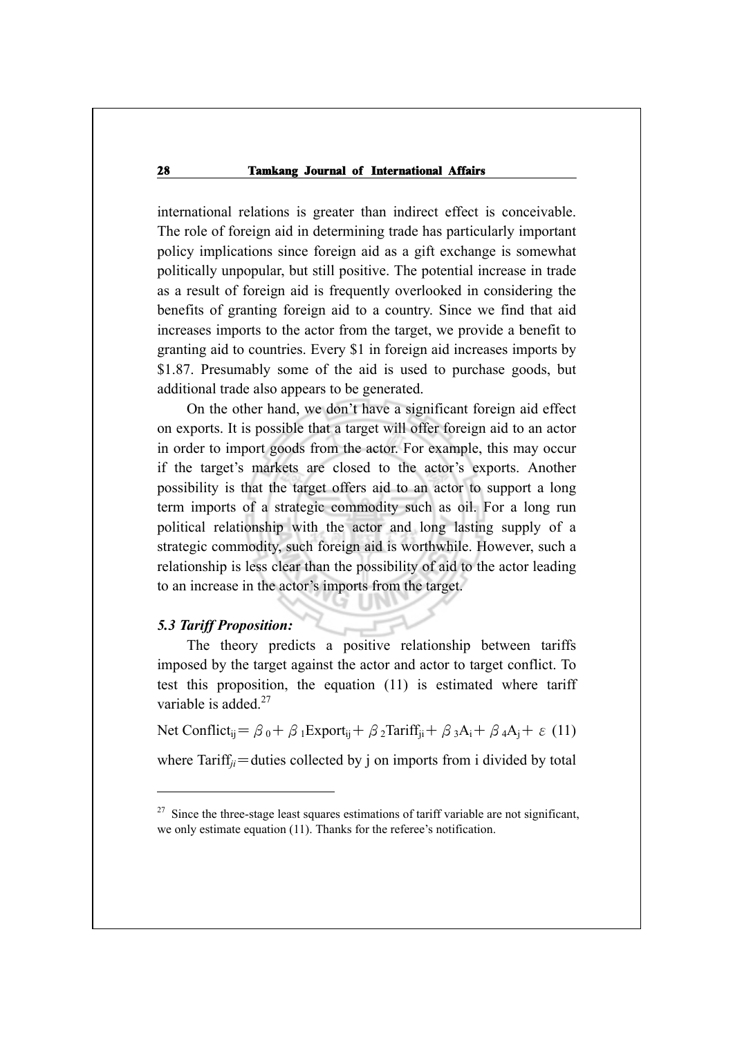international relations is greater than indirect effect is conceivable. The role of foreign aid in determining trade has particularly important policy implications since foreign aid as a gift exchange is somewhat politically unpopular, but still positive. The potential increase in trade as a result of foreign aid is frequently overlooked in considering the benefits of granting foreign aid to a country. Since we find that aid increases imports to the actor from the target, we provide a benefit to granting aid to countries. Every $1 in foreign aid increases imports by $1.87. Presumably some of the aid is used to purchase goods, but additional trade also appears to be generated.

On the other hand, we don't have a significant foreign aid effect on exports. It is possible that a target will offer foreign aid to an actor in order to import goods from the actor. For example, this may occur if the target's markets are closed to the actor's exports. Another possibility is that the target offers aid to an actor to support a long term imports of a strategic commodity such as oil. For a long run political relationship with the actor and long lasting supply of a strategic commodity, such foreign aid is worthwhile. However, such a relationship is less clear than the possibility of aid to the actor leading to an increase in the actor's imports from the target.

### *5.3 Tariff Proposition:*

The theory predicts a positive relationship between tariffs imposed by the target against the actor and actor to target conflict. To test this proposition, the equation (11) is estimated where tariff variable is added.[27]

$$\text{Net Conflict}_{ij} = \beta_0 + \beta_1 \text{Export}_{ij} + \beta_2 \text{Tariff}_{ji} + \beta_3 A_i + \beta_4 A_j + \varepsilon \quad (11)$$

where $\text{Tariff}_{ji}$ = duties collected by j on imports from i divided by total

[27] Since the three-stage least squares estimations of tariff variable are not significant, we only estimate equation (11). Thanks for the referee's notification.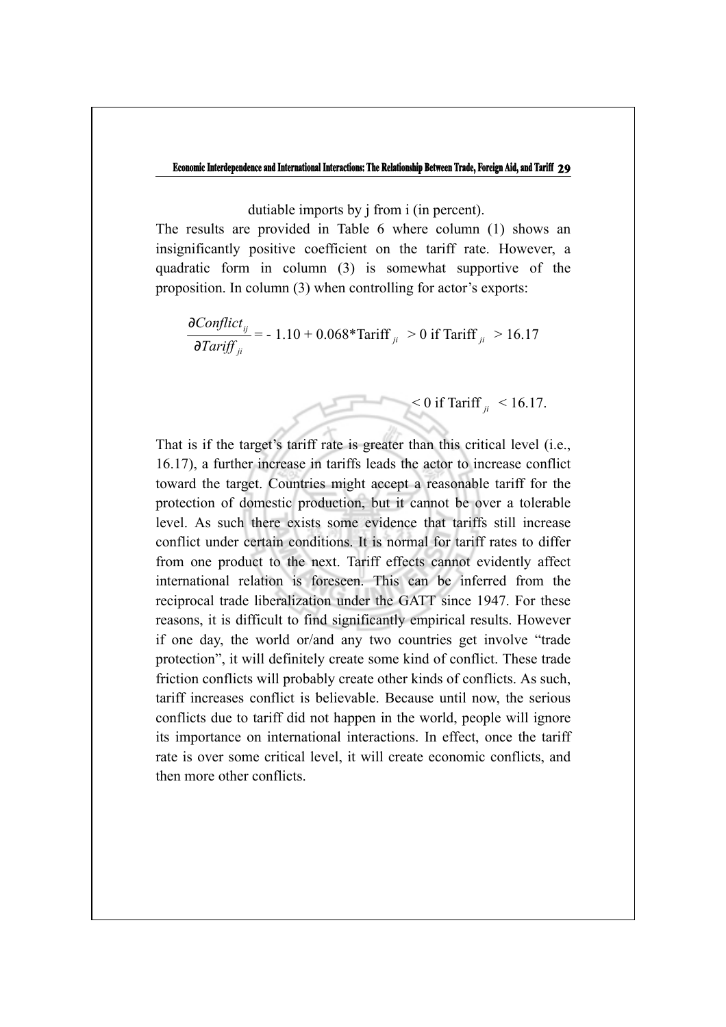dutiable imports by j from i (in percent).

The results are provided in Table 6 where column (1) shows an insignificantly positive coefficient on the tariff rate. However, a quadratic form in column (3) is somewhat supportive of the proposition. In column (3) when controlling for actor's exports:

$$\frac{\partial Conflict_{ij}}{\partial Tariff_{ji}} = -1.10 + 0.068 * \text{Tariff}_{ji} \;\; > 0 \text{ if Tariff}_{ji} \;\; > 16.17$$

$$< 0 \text{ if Tariff}_{ji} \;\; < 16.17.$$

That is if the target's tariff rate is greater than this critical level (i.e., 16.17), a further increase in tariffs leads the actor to increase conflict toward the target. Countries might accept a reasonable tariff for the protection of domestic production, but it cannot be over a tolerable level. As such there exists some evidence that tariffs still increase conflict under certain conditions. It is normal for tariff rates to differ from one product to the next. Tariff effects cannot evidently affect international relation is foreseen. This can be inferred from the reciprocal trade liberalization under the GATT since 1947. For these reasons, it is difficult to find significantly empirical results. However if one day, the world or/and any two countries get involve "trade protection", it will definitely create some kind of conflict. These trade friction conflicts will probably create other kinds of conflicts. As such, tariff increases conflict is believable. Because until now, the serious conflicts due to tariff did not happen in the world, people will ignore its importance on international interactions. In effect, once the tariff rate is over some critical level, it will create economic conflicts, and then more other conflicts.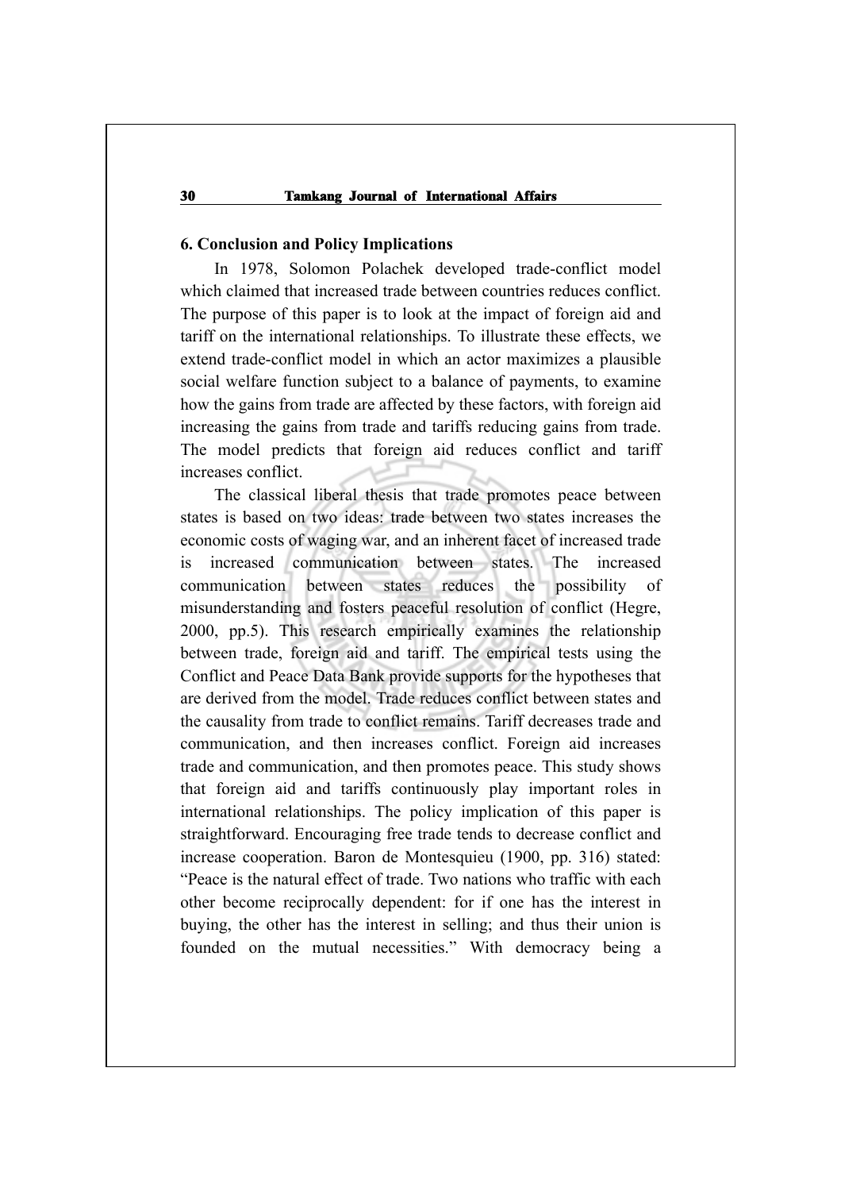## 6. Conclusion and Policy Implications

In 1978, Solomon Polachek developed trade-conflict model which claimed that increased trade between countries reduces conflict. The purpose of this paper is to look at the impact of foreign aid and tariff on the international relationships. To illustrate these effects, we extend trade-conflict model in which an actor maximizes a plausible social welfare function subject to a balance of payments, to examine how the gains from trade are affected by these factors, with foreign aid increasing the gains from trade and tariffs reducing gains from trade. The model predicts that foreign aid reduces conflict and tariff increases conflict.

The classical liberal thesis that trade promotes peace between states is based on two ideas: trade between two states increases the economic costs of waging war, and an inherent facet of increased trade is increased communication between states. The increased communication between states reduces the possibility of misunderstanding and fosters peaceful resolution of conflict (Hegre, 2000, pp.5). This research empirically examines the relationship between trade, foreign aid and tariff. The empirical tests using the Conflict and Peace Data Bank provide supports for the hypotheses that are derived from the model. Trade reduces conflict between states and the causality from trade to conflict remains. Tariff decreases trade and communication, and then increases conflict. Foreign aid increases trade and communication, and then promotes peace. This study shows that foreign aid and tariffs continuously play important roles in international relationships. The policy implication of this paper is straightforward. Encouraging free trade tends to decrease conflict and increase cooperation. Baron de Montesquieu (1900, pp. 316) stated: "Peace is the natural effect of trade. Two nations who traffic with each other become reciprocally dependent: for if one has the interest in buying, the other has the interest in selling; and thus their union is founded on the mutual necessities." With democracy being a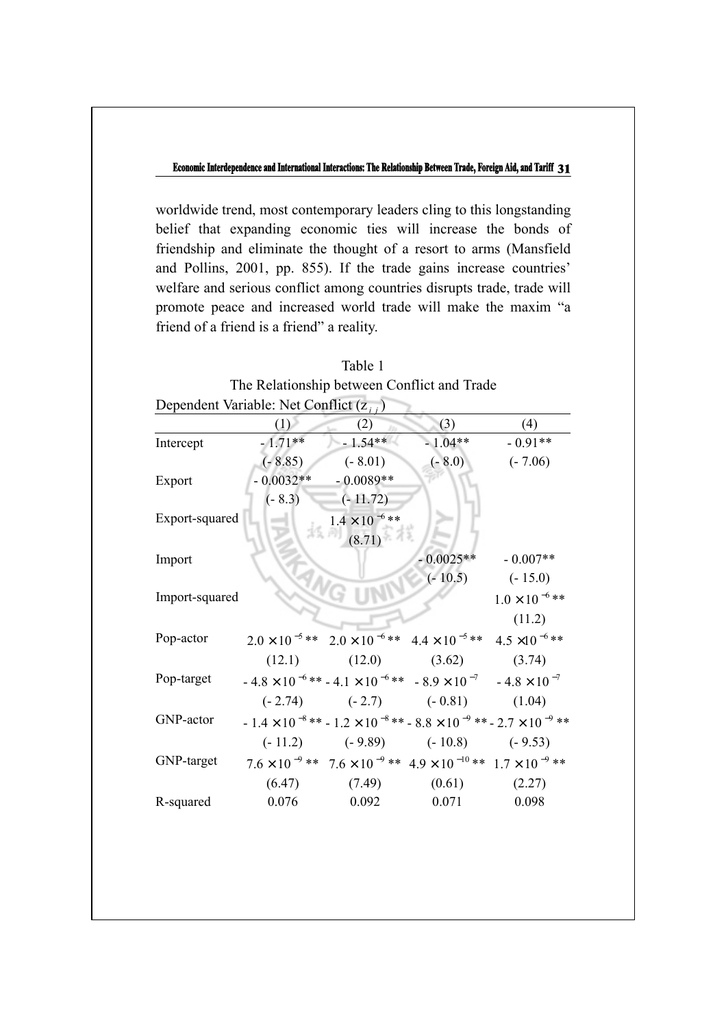worldwide trend, most contemporary leaders cling to this longstanding belief that expanding economic ties will increase the bonds of friendship and eliminate the thought of a resort to arms (Mansfield and Pollins, 2001, pp. 855). If the trade gains increase countries' welfare and serious conflict among countries disrupts trade, trade will promote peace and increased world trade will make the maxim "a friend of a friend is a friend" a reality.

Table 1

The Relationship between Conflict and Trade

Dependent Variable: Net Conflict ($z_{ij}$)

| | (1) | (2) | (3) | (4) |
|---|---|---|---|---|
| Intercept | - 1.71** | - 1.54** | - 1.04** | - 0.91** |
| | (- 8.85) | (- 8.01) | (- 8.0) | (- 7.06) |
| Export | - 0.0032** | - 0.0089** | | |
| | (- 8.3) | (- 11.72) | | |
| Export-squared | | $1.4 \times 10^{-6}$** | | |
| | | (8.71) | | |
| Import | | | - 0.0025** | - 0.007** |
| | | | (- 10.5) | (- 15.0) |
| Import-squared | | | | $1.0 \times 10^{-6}$** |
| | | | | (11.2) |
| Pop-actor | $2.0 \times 10^{-5}$** | $2.0 \times 10^{-6}$** | $4.4 \times 10^{-5}$** | $4.5 \times 10^{-6}$** |
| | (12.1) | (12.0) | (3.62) | (3.74) |
| Pop-target | $-4.8 \times 10^{-6}$** | $-4.1 \times 10^{-6}$** | $-8.9 \times 10^{-7}$ | $-4.8 \times 10^{-7}$ |
| | (- 2.74) | (- 2.7) | (- 0.81) | (1.04) |
| GNP-actor | $-1.4 \times 10^{-8}$** | $-1.2 \times 10^{-8}$** | $-8.8 \times 10^{-9}$** | $-2.7 \times 10^{-9}$** |
| | (- 11.2) | (- 9.89) | (- 10.8) | (- 9.53) |
| GNP-target | $7.6 \times 10^{-9}$** | $7.6 \times 10^{-9}$** | $4.9 \times 10^{-10}$** | $1.7 \times 10^{-9}$** |
| | (6.47) | (7.49) | (0.61) | (2.27) |
| R-squared | 0.076 | 0.092 | 0.071 | 0.098 |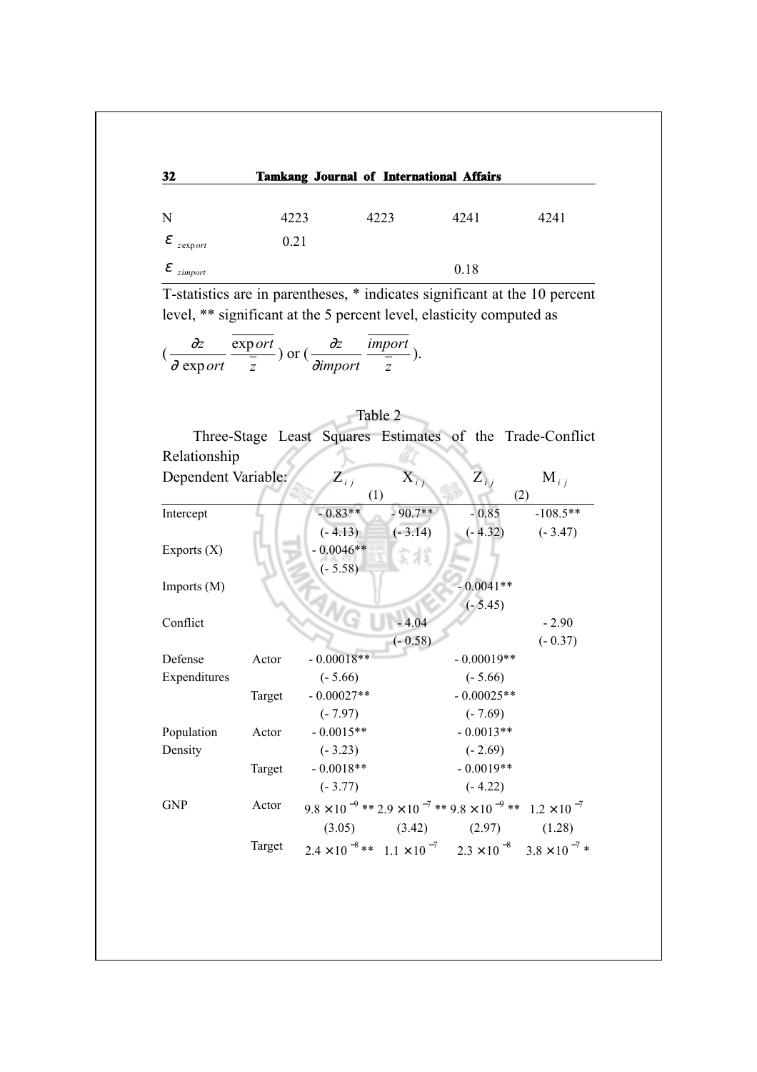| N | 4223 | 4223 | 4241 | 4241 |
|---|---|---|---|---|
| $\varepsilon_{z\,export}$ | 0.21 | | | |
| $\varepsilon_{z\,import}$ | | | 0.18 | |

T-statistics are in parentheses, * indicates significant at the 10 percent level, ** significant at the 5 percent level, elasticity computed as

$$(\frac{\partial z}{\partial\, export}\ \frac{\overline{export}}{\bar{z}}) \text{ or } (\frac{\partial z}{\partial import}\ \frac{\overline{import}}{\bar{z}}).$$

Table 2

Three-Stage Least Squares Estimates of the Trade-Conflict Relationship

| Dependent Variable: | | $Z_{ij}$ (1) | $X_{ij}$ (1) | $Z_{ij}$ (2) | $M_{ij}$ (2) |
|---|---|---|---|---|---|
| Intercept | | - 0.83** | - 90.7** | - 0.85 | -108.5** |
| | | (- 4.13) | (- 3.14) | (- 4.32) | (- 3.47) |
| Exports (X) | | - 0.0046** | | | |
| | | (- 5.58) | | | |
| Imports (M) | | | | - 0.0041** | |
| | | | | (- 5.45) | |
| Conflict | | | - 4.04 | | - 2.90 |
| | | | (- 0.58) | | (- 0.37) |
| Defense Expenditures | Actor | - 0.00018** | | - 0.00019** | |
| | | (- 5.66) | | (- 5.66) | |
| | Target | - 0.00027** | | - 0.00025** | |
| | | (- 7.97) | | (- 7.69) | |
| Population Density | Actor | - 0.0015** | | - 0.0013** | |
| | | (- 3.23) | | (- 2.69) | |
| | Target | - 0.0018** | | - 0.0019** | |
| | | (- 3.77) | | (- 4.22) | |
| GNP | Actor | $9.8 \times 10^{-9}$ ** | $2.9 \times 10^{-7}$ ** | $9.8 \times 10^{-9}$ ** | $1.2 \times 10^{-7}$ |
| | | (3.05) | (3.42) | (2.97) | (1.28) |
| | Target | $2.4 \times 10^{-8}$ ** | $1.1 \times 10^{-7}$ | $2.3 \times 10^{-8}$ | $3.8 \times 10^{-7}$ * |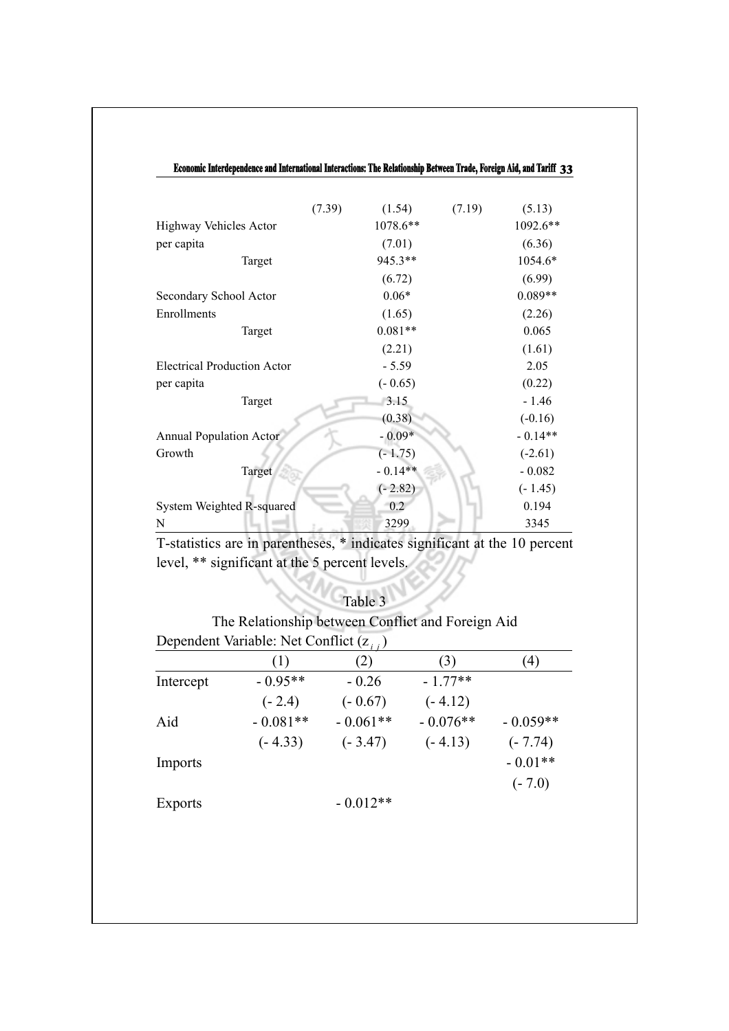|  | (7.39) | (1.54) | (7.19) | (5.13) |
|---|---|---|---|---|
| Highway Vehicles Actor |  | 1078.6** |  | 1092.6** |
| per capita |  | (7.01) |  | (6.36) |
| Target |  | 945.3** |  | 1054.6* |
|  |  | (6.72) |  | (6.99) |
| Secondary School Actor |  | 0.06* |  | 0.089** |
| Enrollments |  | (1.65) |  | (2.26) |
| Target |  | 0.081** |  | 0.065 |
|  |  | (2.21) |  | (1.61) |
| Electrical Production Actor |  | - 5.59 |  | 2.05 |
| per capita |  | (- 0.65) |  | (0.22) |
| Target |  | 3.15 |  | - 1.46 |
|  |  | (0.38) |  | (-0.16) |
| Annual Population Actor |  | - 0.09* |  | - 0.14** |
| Growth |  | (- 1.75) |  | (-2.61) |
| Target |  | - 0.14** |  | - 0.082 |
|  |  | (- 2.82) |  | (- 1.45) |
| System Weighted R-squared |  | 0.2 |  | 0.194 |
| N |  | 3299 |  | 3345 |

T-statistics are in parentheses, * indicates significant at the 10 percent level, ** significant at the 5 percent levels.

Table 3

The Relationship between Conflict and Foreign Aid

Dependent Variable: Net Conflict ($z_{ij}$)

|  | (1) | (2) | (3) | (4) |
|---|---|---|---|---|
| Intercept | - 0.95** | - 0.26 | - 1.77** |  |
|  | (- 2.4) | (- 0.67) | (- 4.12) |  |
| Aid | - 0.081** | - 0.061** | - 0.076** | - 0.059** |
|  | (- 4.33) | (- 3.47) | (- 4.13) | (- 7.74) |
| Imports |  |  |  | - 0.01** |
|  |  |  |  | (- 7.0) |
| Exports |  | - 0.012** |  |  |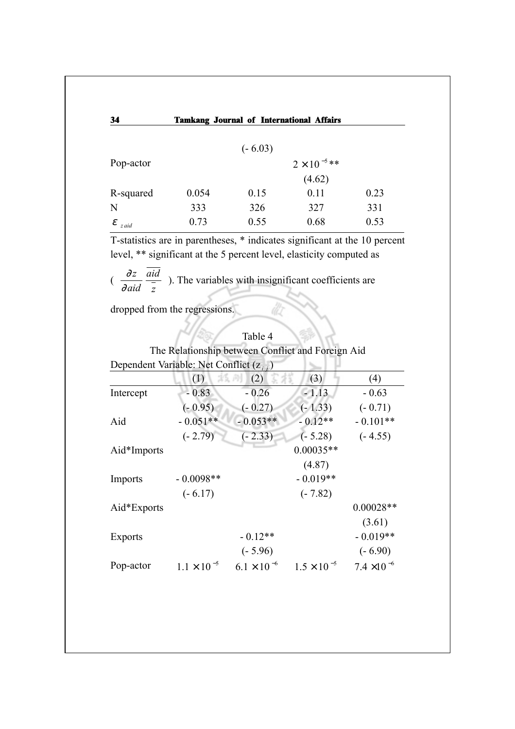|  |  |  |  |  |
|---|---|---|---|---|
|  |  | (- 6.03) |  |  |
| Pop-actor |  |  | $2 \times 10^{-5}$** |  |
|  |  |  | (4.62) |  |
| R-squared | 0.054 | 0.15 | 0.11 | 0.23 |
| N | 333 | 326 | 327 | 331 |
| $\varepsilon_{z\,aid}$ | 0.73 | 0.55 | 0.68 | 0.53 |

T-statistics are in parentheses, * indicates significant at the 10 percent level, ** significant at the 5 percent level, elasticity computed as ( $\frac{\partial z}{\partial aid}\frac{\overline{aid}}{\bar{z}}$ ). The variables with insignificant coefficients are dropped from the regressions.

Table 4

The Relationship between Conflict and Foreign Aid

Dependent Variable: Net Conflict ($z_{ij}$)

|  | (1) | (2) | (3) | (4) |
|---|---|---|---|---|
| Intercept | - 0.83 | - 0.26 | - 1.13 | - 0.63 |
|  | (- 0.95) | (- 0.27) | (- 1.33) | (- 0.71) |
| Aid | - 0.051** | - 0.053** | - 0.12** | - 0.101** |
|  | (- 2.79) | (- 2.33) | (- 5.28) | (- 4.55) |
| Aid*Imports |  |  | 0.00035** |  |
|  |  |  | (4.87) |  |
| Imports | - 0.0098** |  | - 0.019** |  |
|  | (- 6.17) |  | (- 7.82) |  |
| Aid*Exports |  |  |  | 0.00028** |
|  |  |  |  | (3.61) |
| Exports |  | - 0.12** |  | - 0.019** |
|  |  | (- 5.96) |  | (- 6.90) |
| Pop-actor | $1.1 \times 10^{-5}$ | $6.1 \times 10^{-6}$ | $1.5 \times 10^{-5}$ | $7.4 \times 10^{-6}$ |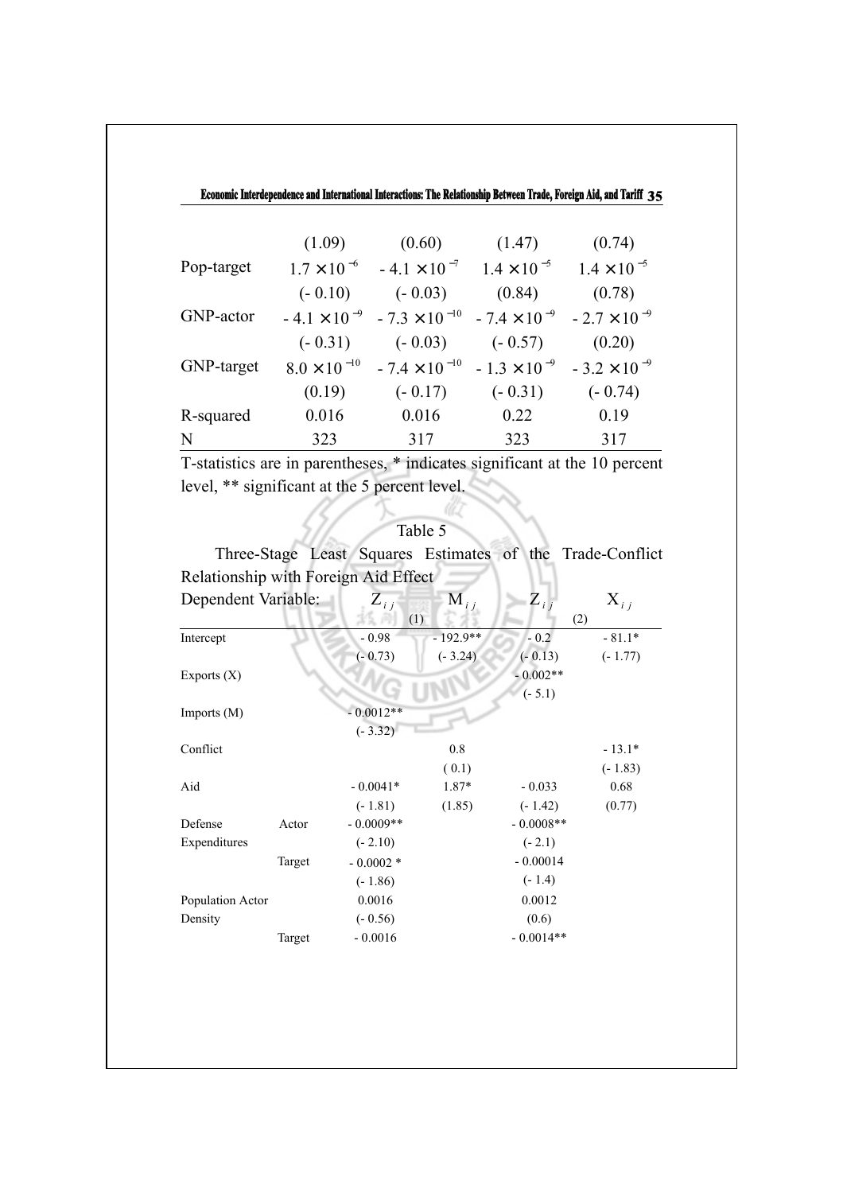| | | | | |
|---|---|---|---|---|
| | (1.09) | (0.60) | (1.47) | (0.74) |
| Pop-target | $1.7 \times 10^{-6}$ | $-4.1 \times 10^{-7}$ | $1.4 \times 10^{-5}$ | $1.4 \times 10^{-5}$ |
| | (-0.10) | (-0.03) | (0.84) | (0.78) |
| GNP-actor | $-4.1 \times 10^{-9}$ | $-7.3 \times 10^{-10}$ | $-7.4 \times 10^{-9}$ | $-2.7 \times 10^{-9}$ |
| | (-0.31) | (-0.03) | (-0.57) | (0.20) |
| GNP-target | $8.0 \times 10^{-10}$ | $-7.4 \times 10^{-10}$ | $-1.3 \times 10^{-9}$ | $-3.2 \times 10^{-9}$ |
| | (0.19) | (-0.17) | (-0.31) | (-0.74) |
| R-squared | 0.016 | 0.016 | 0.22 | 0.19 |
| N | 323 | 317 | 323 | 317 |

T-statistics are in parentheses, * indicates significant at the 10 percent level, ** significant at the 5 percent level.

Table 5

Three-Stage Least Squares Estimates of the Trade-Conflict Relationship with Foreign Aid Effect

| Dependent Variable: | | $Z_{ij}$ (1) | $M_{ij}$ (1) | $Z_{ij}$ (2) | $X_{ij}$ (2) |
|---|---|---|---|---|---|
| Intercept | | -0.98 | -192.9** | -0.2 | -81.1* |
| | | (-0.73) | (-3.24) | (-0.13) | (-1.77) |
| Exports (X) | | | | -0.002** | |
| | | | | (-5.1) | |
| Imports (M) | | -0.0012** | | | |
| | | (-3.32) | | | |
| Conflict | | | 0.8 | | -13.1* |
| | | | (0.1) | | (-1.83) |
| Aid | | -0.0041* | 1.87* | -0.033 | 0.68 |
| | | (-1.81) | (1.85) | (-1.42) | (0.77) |
| Defense Expenditures | Actor | -0.0009** | | -0.0008** | |
| | | (-2.10) | | (-2.1) | |
| | Target | -0.0002 * | | -0.00014 | |
| | | (-1.86) | | (-1.4) | |
| Population Density | Actor | 0.0016 | | 0.0012 | |
| | | (-0.56) | | (0.6) | |
| | Target | -0.0016 | | -0.0014** | |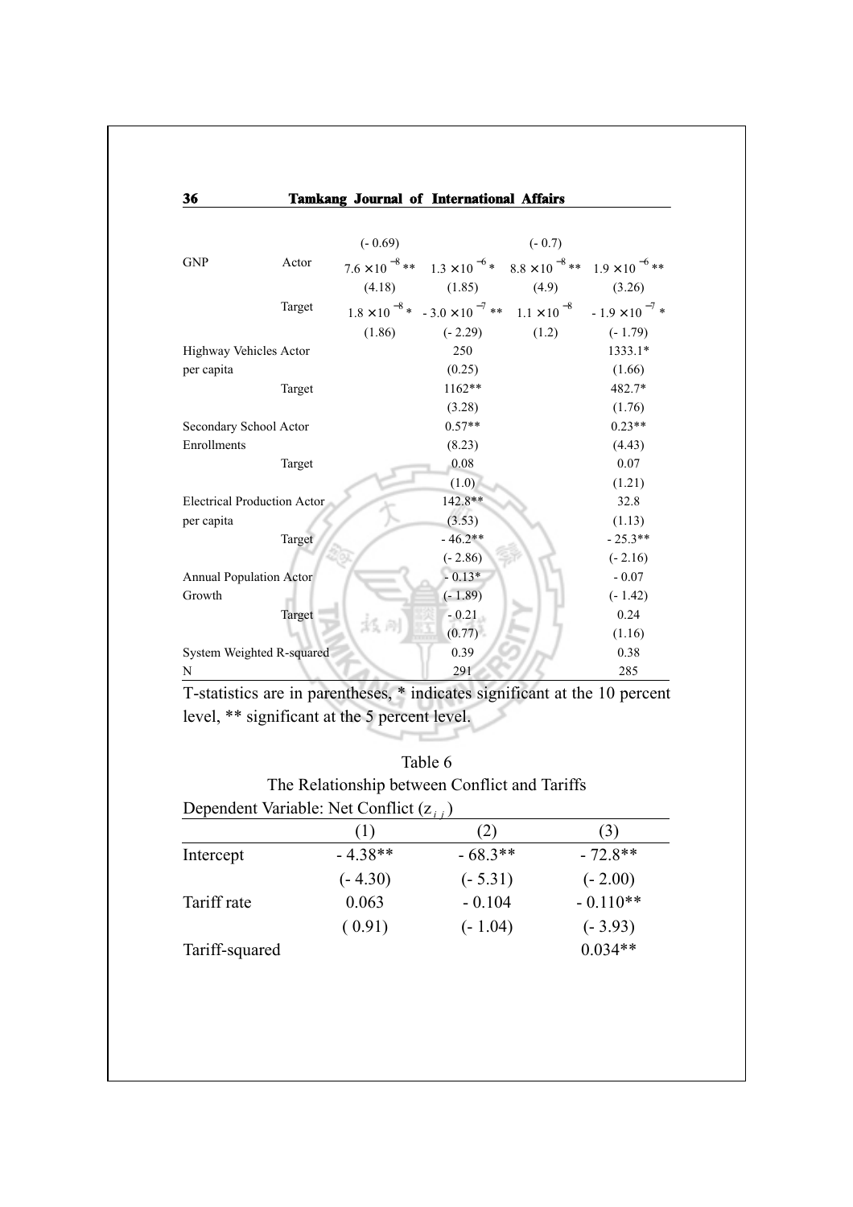| | | | | | |
|---|---|---|---|---|---|
| | | (- 0.69) | | (- 0.7) | |
| GNP | Actor | $7.6 \times 10^{-8}$** | $1.3 \times 10^{-6}$* | $8.8 \times 10^{-8}$** | $1.9 \times 10^{-6}$** |
| | | (4.18) | (1.85) | (4.9) | (3.26) |
| | Target | $1.8 \times 10^{-8}$* | $-3.0 \times 10^{-7}$** | $1.1 \times 10^{-8}$ | $-1.9 \times 10^{-7}$* |
| | | (1.86) | (- 2.29) | (1.2) | (- 1.79) |
| Highway Vehicles per capita | Actor | | 250 | | 1333.1* |
| | | | (0.25) | | (1.66) |
| | Target | | 1162** | | 482.7* |
| | | | (3.28) | | (1.76) |
| Secondary School Enrollments | Actor | | 0.57** | | 0.23** |
| | | | (8.23) | | (4.43) |
| | Target | | 0.08 | | 0.07 |
| | | | (1.0) | | (1.21) |
| Electrical Production per capita | Actor | | 142.8** | | 32.8 |
| | | | (3.53) | | (1.13) |
| | Target | | - 46.2** | | - 25.3** |
| | | | (- 2.86) | | (- 2.16) |
| Annual Population Growth | Actor | | - 0.13* | | - 0.07 |
| | | | (- 1.89) | | (- 1.42) |
| | Target | | - 0.21 | | 0.24 |
| | | | (0.77) | | (1.16) |
| System Weighted R-squared | | | 0.39 | | 0.38 |
| N | | | 291 | | 285 |

T-statistics are in parentheses, * indicates significant at the 10 percent level, ** significant at the 5 percent level.

Table 6

The Relationship between Conflict and Tariffs

Dependent Variable: Net Conflict ($z_{ij}$)

| | (1) | (2) | (3) |
|---|---|---|---|
| Intercept | - 4.38** | - 68.3** | - 72.8** |
| | (- 4.30) | (- 5.31) | (- 2.00) |
| Tariff rate | 0.063 | - 0.104 | - 0.110** |
| | ( 0.91) | (- 1.04) | (- 3.93) |
| Tariff-squared | | | 0.034** |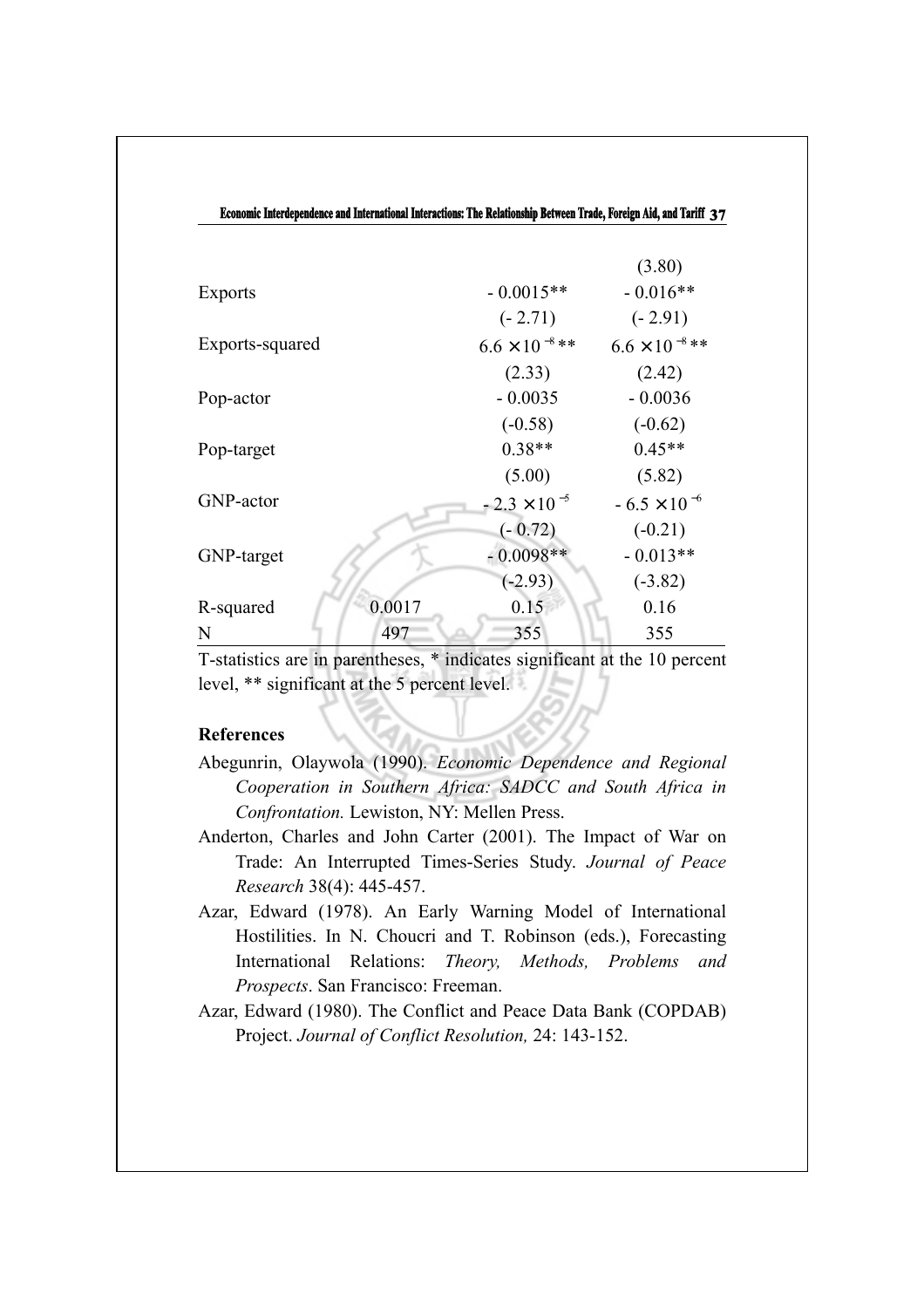| | | | |
|---|---|---|---|
| | | | (3.80) |
| Exports | | - 0.0015** | - 0.016** |
| | | (- 2.71) | (- 2.91) |
| Exports-squared | | $6.6 \times 10^{-8}$** | $6.6 \times 10^{-8}$** |
| | | (2.33) | (2.42) |
| Pop-actor | | - 0.0035 | - 0.0036 |
| | | (-0.58) | (-0.62) |
| Pop-target | | 0.38** | 0.45** |
| | | (5.00) | (5.82) |
| GNP-actor | | $-2.3 \times 10^{-5}$ | $-6.5 \times 10^{-6}$ |
| | | (- 0.72) | (-0.21) |
| GNP-target | | - 0.0098** | - 0.013** |
| | | (-2.93) | (-3.82) |
| R-squared | 0.0017 | 0.15 | 0.16 |
| N | 497 | 355 | 355 |

T-statistics are in parentheses, * indicates significant at the 10 percent level, ** significant at the 5 percent level.

**References**

Abegunrin, Olaywola (1990). *Economic Dependence and Regional Cooperation in Southern Africa: SADCC and South Africa in Confrontation.* Lewiston, NY: Mellen Press.

Anderton, Charles and John Carter (2001). The Impact of War on Trade: An Interrupted Times-Series Study. *Journal of Peace Research* 38(4): 445-457.

Azar, Edward (1978). An Early Warning Model of International Hostilities. In N. Choucri and T. Robinson (eds.), Forecasting International Relations: *Theory, Methods, Problems and Prospects*. San Francisco: Freeman.

Azar, Edward (1980). The Conflict and Peace Data Bank (COPDAB) Project. *Journal of Conflict Resolution,* 24: 143-152.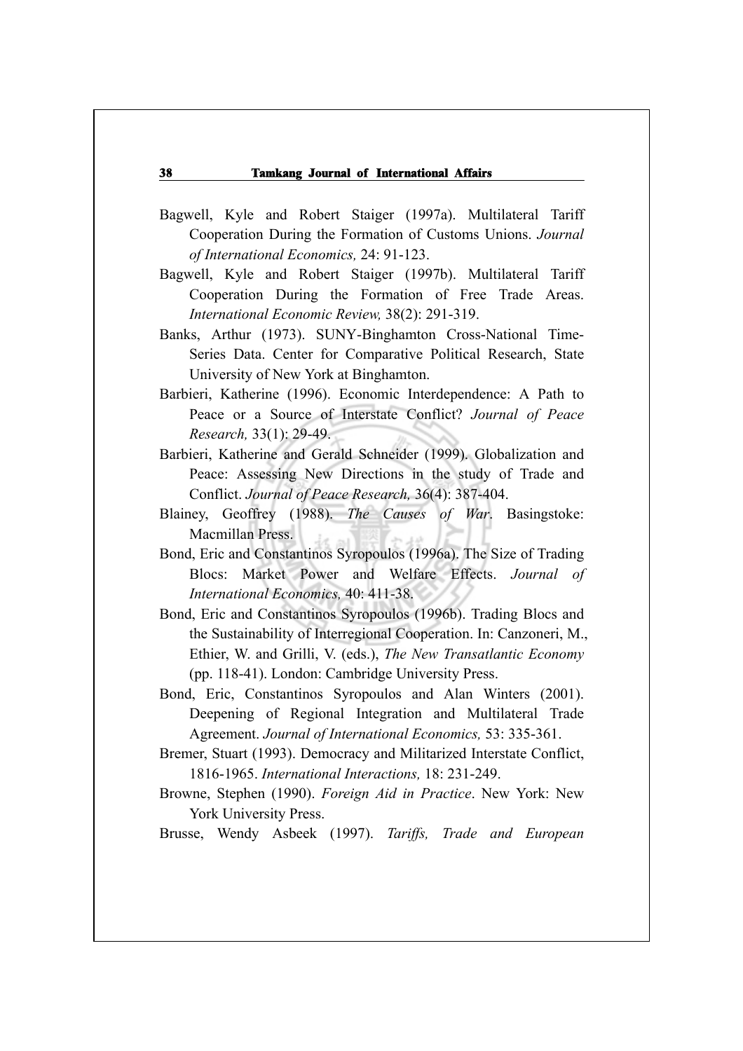Bagwell, Kyle and Robert Staiger (1997a). Multilateral Tariff Cooperation During the Formation of Customs Unions. *Journal of International Economics,* 24: 91-123.

Bagwell, Kyle and Robert Staiger (1997b). Multilateral Tariff Cooperation During the Formation of Free Trade Areas. *International Economic Review,* 38(2): 291-319.

Banks, Arthur (1973). SUNY-Binghamton Cross-National Time-Series Data. Center for Comparative Political Research, State University of New York at Binghamton.

Barbieri, Katherine (1996). Economic Interdependence: A Path to Peace or a Source of Interstate Conflict? *Journal of Peace Research,* 33(1): 29-49.

Barbieri, Katherine and Gerald Schneider (1999). Globalization and Peace: Assessing New Directions in the study of Trade and Conflict. *Journal of Peace Research,* 36(4): 387-404.

Blainey, Geoffrey (1988). *The Causes of War*. Basingstoke: Macmillan Press.

Bond, Eric and Constantinos Syropoulos (1996a). The Size of Trading Blocs: Market Power and Welfare Effects. *Journal of International Economics,* 40: 411-38.

Bond, Eric and Constantinos Syropoulos (1996b). Trading Blocs and the Sustainability of Interregional Cooperation. In: Canzoneri, M., Ethier, W. and Grilli, V. (eds.), *The New Transatlantic Economy* (pp. 118-41). London: Cambridge University Press.

Bond, Eric, Constantinos Syropoulos and Alan Winters (2001). Deepening of Regional Integration and Multilateral Trade Agreement. *Journal of International Economics,* 53: 335-361.

Bremer, Stuart (1993). Democracy and Militarized Interstate Conflict, 1816-1965. *International Interactions,* 18: 231-249.

Browne, Stephen (1990). *Foreign Aid in Practice*. New York: New York University Press.

Brusse, Wendy Asbeek (1997). *Tariffs, Trade and European*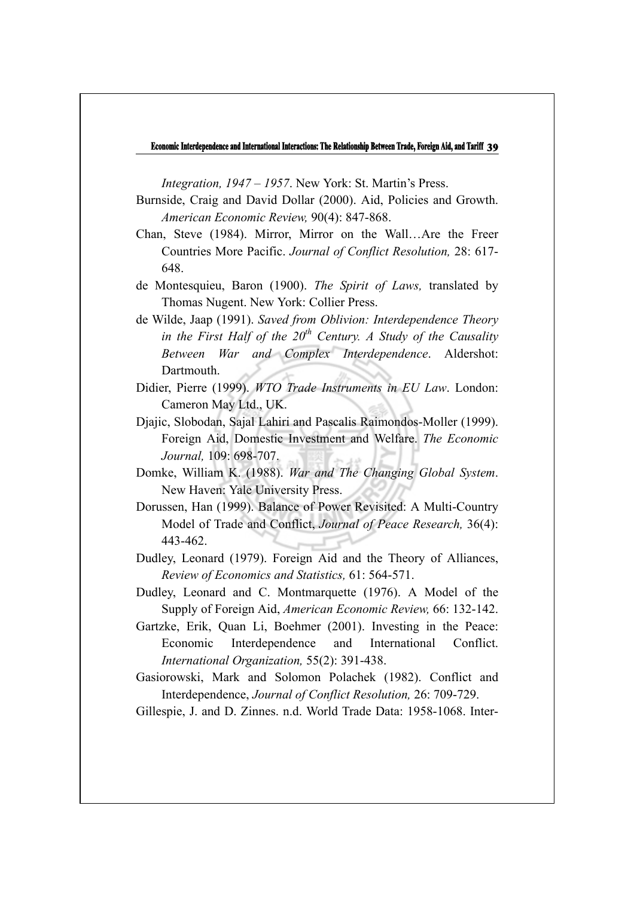*Integration, 1947 – 1957*. New York: St. Martin's Press.

Burnside, Craig and David Dollar (2000). Aid, Policies and Growth. *American Economic Review,* 90(4): 847-868.

Chan, Steve (1984). Mirror, Mirror on the Wall…Are the Freer Countries More Pacific. *Journal of Conflict Resolution,* 28: 617-648.

de Montesquieu, Baron (1900). *The Spirit of Laws,* translated by Thomas Nugent. New York: Collier Press.

de Wilde, Jaap (1991). *Saved from Oblivion: Interdependence Theory in the First Half of the 20th Century. A Study of the Causality Between War and Complex Interdependence*. Aldershot: Dartmouth.

Didier, Pierre (1999). *WTO Trade Instruments in EU Law*. London: Cameron May Ltd., UK.

Djajic, Slobodan, Sajal Lahiri and Pascalis Raimondos-Moller (1999). Foreign Aid, Domestic Investment and Welfare. *The Economic Journal,* 109: 698-707.

Domke, William K. (1988). *War and The Changing Global System*. New Haven: Yale University Press.

Dorussen, Han (1999). Balance of Power Revisited: A Multi-Country Model of Trade and Conflict, *Journal of Peace Research,* 36(4): 443-462.

Dudley, Leonard (1979). Foreign Aid and the Theory of Alliances, *Review of Economics and Statistics,* 61: 564-571.

Dudley, Leonard and C. Montmarquette (1976). A Model of the Supply of Foreign Aid, *American Economic Review,* 66: 132-142.

Gartzke, Erik, Quan Li, Boehmer (2001). Investing in the Peace: Economic Interdependence and International Conflict. *International Organization,* 55(2): 391-438.

Gasiorowski, Mark and Solomon Polachek (1982). Conflict and Interdependence, *Journal of Conflict Resolution,* 26: 709-729.

Gillespie, J. and D. Zinnes. n.d. World Trade Data: 1958-1068. Inter-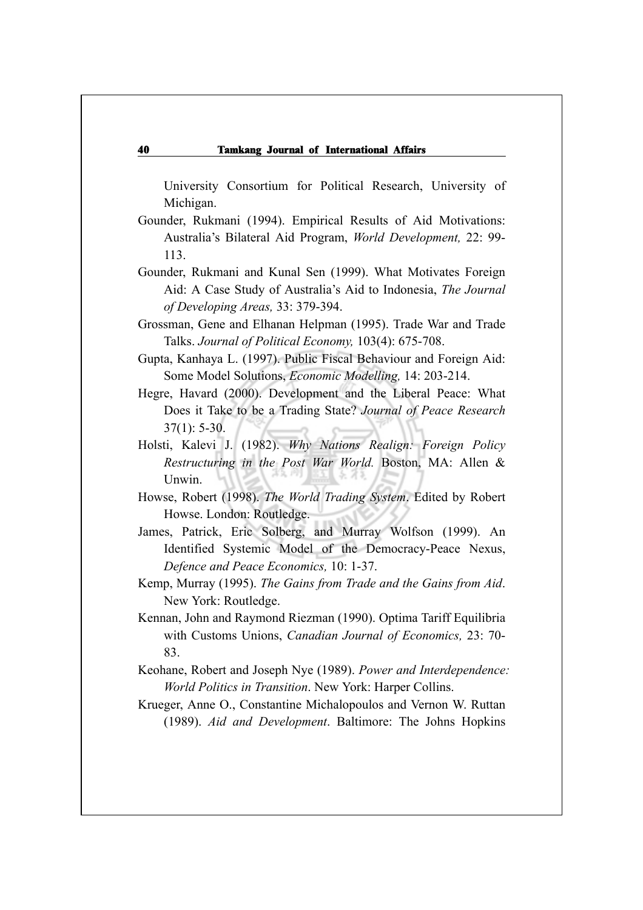University Consortium for Political Research, University of Michigan.

Gounder, Rukmani (1994). Empirical Results of Aid Motivations: Australia's Bilateral Aid Program, *World Development,* 22: 99-113.

Gounder, Rukmani and Kunal Sen (1999). What Motivates Foreign Aid: A Case Study of Australia's Aid to Indonesia, *The Journal of Developing Areas,* 33: 379-394.

Grossman, Gene and Elhanan Helpman (1995). Trade War and Trade Talks. *Journal of Political Economy,* 103(4): 675-708.

Gupta, Kanhaya L. (1997). Public Fiscal Behaviour and Foreign Aid: Some Model Solutions, *Economic Modelling,* 14: 203-214.

Hegre, Havard (2000). Development and the Liberal Peace: What Does it Take to be a Trading State? *Journal of Peace Research* 37(1): 5-30.

Holsti, Kalevi J. (1982). *Why Nations Realign: Foreign Policy Restructuring in the Post War World.* Boston, MA: Allen & Unwin.

Howse, Robert (1998). *The World Trading System*. Edited by Robert Howse. London: Routledge.

James, Patrick, Eric Solberg, and Murray Wolfson (1999). An Identified Systemic Model of the Democracy-Peace Nexus, *Defence and Peace Economics,* 10: 1-37.

Kemp, Murray (1995). *The Gains from Trade and the Gains from Aid*. New York: Routledge.

Kennan, John and Raymond Riezman (1990). Optima Tariff Equilibria with Customs Unions, *Canadian Journal of Economics,* 23: 70-83.

Keohane, Robert and Joseph Nye (1989). *Power and Interdependence: World Politics in Transition*. New York: Harper Collins.

Krueger, Anne O., Constantine Michalopoulos and Vernon W. Ruttan (1989). *Aid and Development*. Baltimore: The Johns Hopkins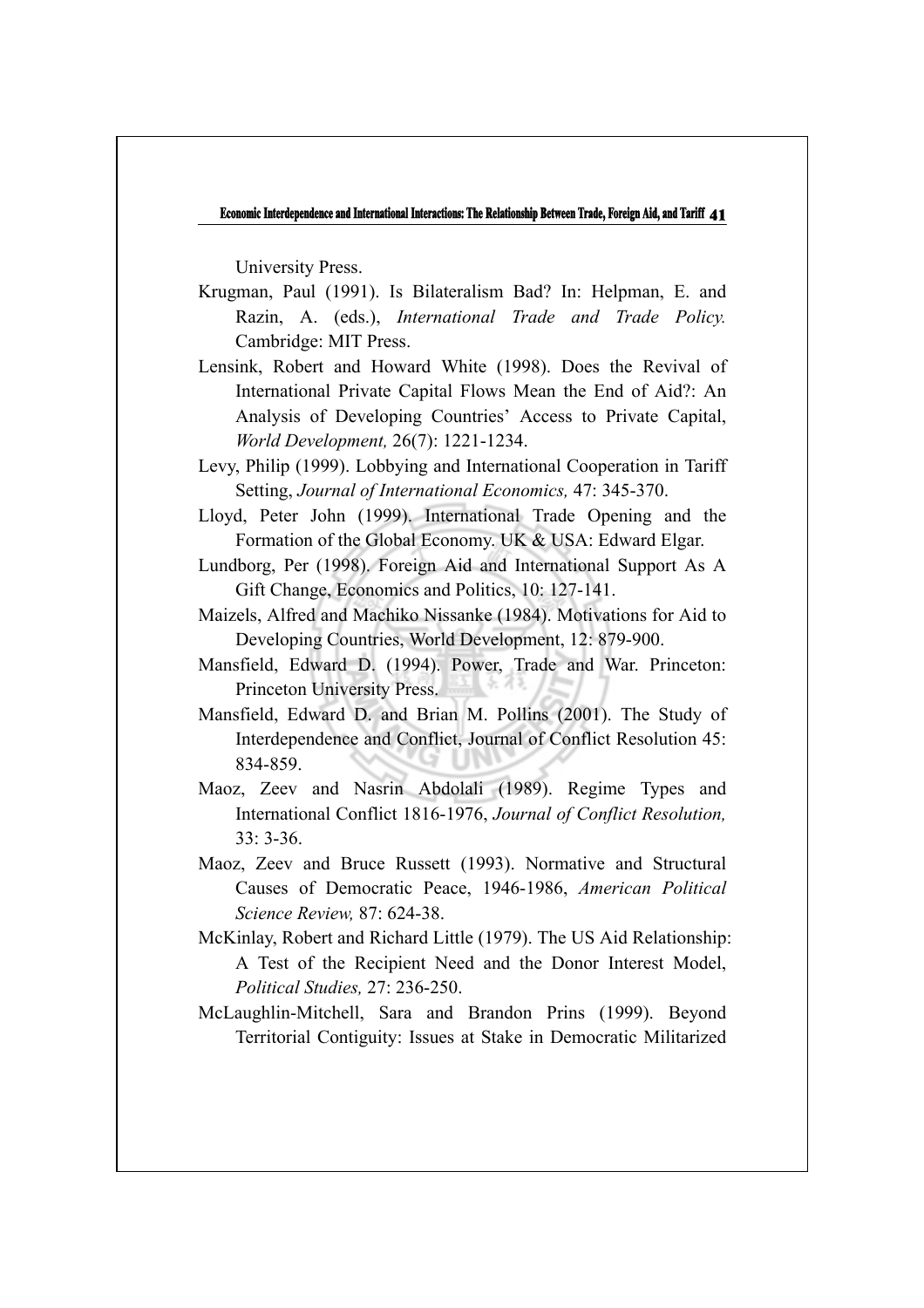University Press.

Krugman, Paul (1991). Is Bilateralism Bad? In: Helpman, E. and Razin, A. (eds.), *International Trade and Trade Policy.* Cambridge: MIT Press.

Lensink, Robert and Howard White (1998). Does the Revival of International Private Capital Flows Mean the End of Aid?: An Analysis of Developing Countries' Access to Private Capital, *World Development,* 26(7): 1221-1234.

Levy, Philip (1999). Lobbying and International Cooperation in Tariff Setting, *Journal of International Economics,* 47: 345-370.

Lloyd, Peter John (1999). International Trade Opening and the Formation of the Global Economy. UK & USA: Edward Elgar.

Lundborg, Per (1998). Foreign Aid and International Support As A Gift Change, Economics and Politics, 10: 127-141.

Maizels, Alfred and Machiko Nissanke (1984). Motivations for Aid to Developing Countries, World Development, 12: 879-900.

Mansfield, Edward D. (1994). Power, Trade and War. Princeton: Princeton University Press.

Mansfield, Edward D. and Brian M. Pollins (2001). The Study of Interdependence and Conflict, Journal of Conflict Resolution 45: 834-859.

Maoz, Zeev and Nasrin Abdolali (1989). Regime Types and International Conflict 1816-1976, *Journal of Conflict Resolution,* 33: 3-36.

Maoz, Zeev and Bruce Russett (1993). Normative and Structural Causes of Democratic Peace, 1946-1986, *American Political Science Review,* 87: 624-38.

McKinlay, Robert and Richard Little (1979). The US Aid Relationship: A Test of the Recipient Need and the Donor Interest Model, *Political Studies,* 27: 236-250.

McLaughlin-Mitchell, Sara and Brandon Prins (1999). Beyond Territorial Contiguity: Issues at Stake in Democratic Militarized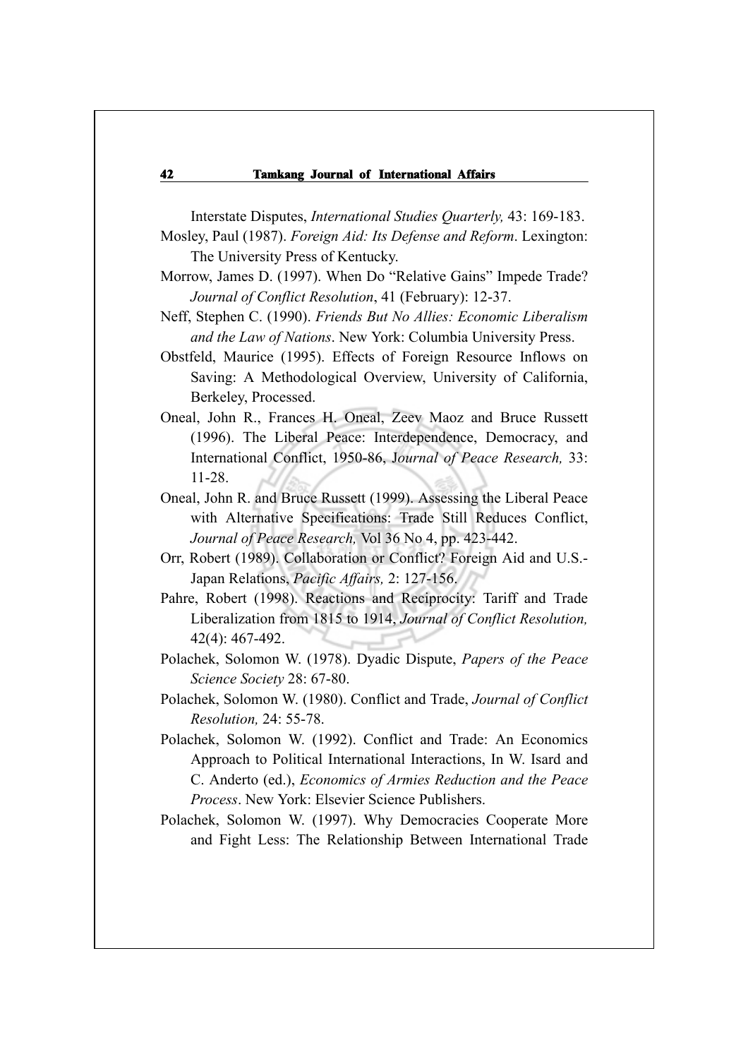Interstate Disputes, *International Studies Quarterly,* 43: 169-183.

Mosley, Paul (1987). *Foreign Aid: Its Defense and Reform*. Lexington: The University Press of Kentucky.

Morrow, James D. (1997). When Do "Relative Gains" Impede Trade? *Journal of Conflict Resolution*, 41 (February): 12-37.

Neff, Stephen C. (1990). *Friends But No Allies: Economic Liberalism and the Law of Nations*. New York: Columbia University Press.

Obstfeld, Maurice (1995). Effects of Foreign Resource Inflows on Saving: A Methodological Overview, University of California, Berkeley, Processed.

Oneal, John R., Frances H. Oneal, Zeev Maoz and Bruce Russett (1996). The Liberal Peace: Interdependence, Democracy, and International Conflict, 1950-86, *Journal of Peace Research,* 33: 11-28.

Oneal, John R. and Bruce Russett (1999). Assessing the Liberal Peace with Alternative Specifications: Trade Still Reduces Conflict, *Journal of Peace Research,* Vol 36 No 4, pp. 423-442.

Orr, Robert (1989). Collaboration or Conflict? Foreign Aid and U.S.-Japan Relations, *Pacific Affairs,* 2: 127-156.

Pahre, Robert (1998). Reactions and Reciprocity: Tariff and Trade Liberalization from 1815 to 1914, *Journal of Conflict Resolution,* 42(4): 467-492.

Polachek, Solomon W. (1978). Dyadic Dispute, *Papers of the Peace Science Society* 28: 67-80.

Polachek, Solomon W. (1980). Conflict and Trade, *Journal of Conflict Resolution,* 24: 55-78.

Polachek, Solomon W. (1992). Conflict and Trade: An Economics Approach to Political International Interactions, In W. Isard and C. Anderto (ed.), *Economics of Armies Reduction and the Peace Process*. New York: Elsevier Science Publishers.

Polachek, Solomon W. (1997). Why Democracies Cooperate More and Fight Less: The Relationship Between International Trade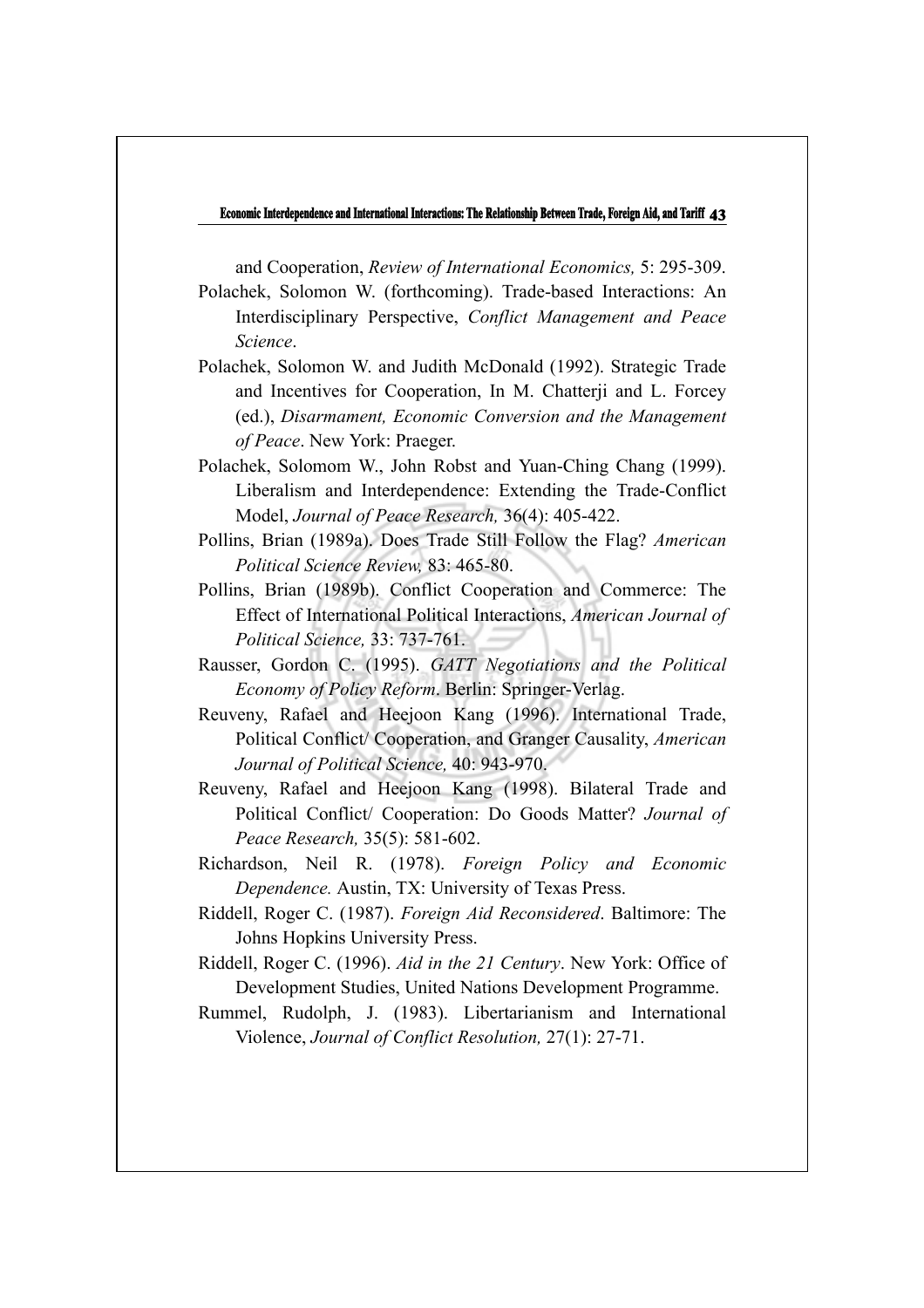and Cooperation, *Review of International Economics,* 5: 295-309.

Polachek, Solomon W. (forthcoming). Trade-based Interactions: An Interdisciplinary Perspective, *Conflict Management and Peace Science*.

Polachek, Solomon W. and Judith McDonald (1992). Strategic Trade and Incentives for Cooperation, In M. Chatterji and L. Forcey (ed.), *Disarmament, Economic Conversion and the Management of Peace*. New York: Praeger.

Polachek, Solomom W., John Robst and Yuan-Ching Chang (1999). Liberalism and Interdependence: Extending the Trade-Conflict Model, *Journal of Peace Research,* 36(4): 405-422.

Pollins, Brian (1989a). Does Trade Still Follow the Flag? *American Political Science Review,* 83: 465-80.

Pollins, Brian (1989b). Conflict Cooperation and Commerce: The Effect of International Political Interactions, *American Journal of Political Science,* 33: 737-761.

Rausser, Gordon C. (1995). *GATT Negotiations and the Political Economy of Policy Reform*. Berlin: Springer-Verlag.

Reuveny, Rafael and Heejoon Kang (1996). International Trade, Political Conflict/ Cooperation, and Granger Causality, *American Journal of Political Science,* 40: 943-970.

Reuveny, Rafael and Heejoon Kang (1998). Bilateral Trade and Political Conflict/ Cooperation: Do Goods Matter? *Journal of Peace Research,* 35(5): 581-602.

Richardson, Neil R. (1978). *Foreign Policy and Economic Dependence.* Austin, TX: University of Texas Press.

Riddell, Roger C. (1987). *Foreign Aid Reconsidered*. Baltimore: The Johns Hopkins University Press.

Riddell, Roger C. (1996). *Aid in the 21 Century*. New York: Office of Development Studies, United Nations Development Programme.

Rummel, Rudolph, J. (1983). Libertarianism and International Violence, *Journal of Conflict Resolution,* 27(1): 27-71.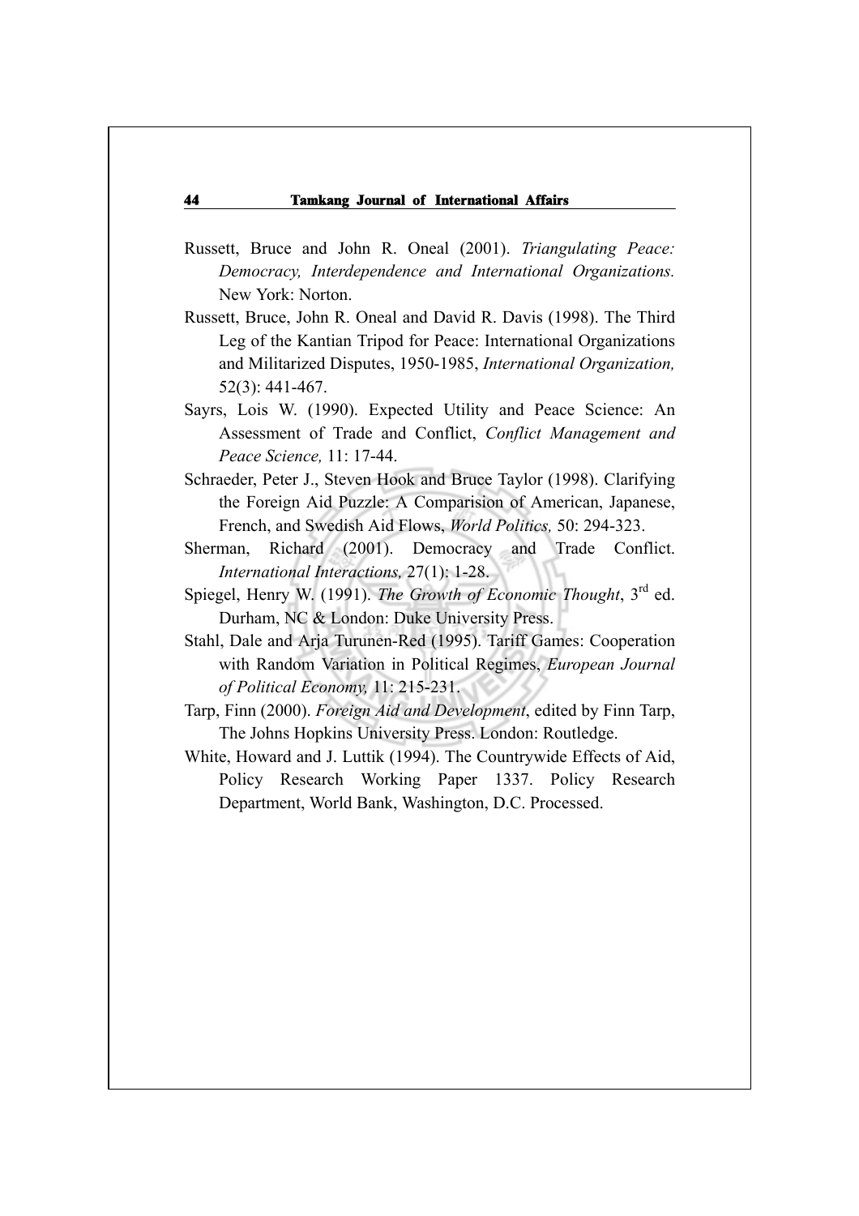Russett, Bruce and John R. Oneal (2001). *Triangulating Peace: Democracy, Interdependence and International Organizations.* New York: Norton.

Russett, Bruce, John R. Oneal and David R. Davis (1998). The Third Leg of the Kantian Tripod for Peace: International Organizations and Militarized Disputes, 1950-1985, *International Organization,* 52(3): 441-467.

Sayrs, Lois W. (1990). Expected Utility and Peace Science: An Assessment of Trade and Conflict, *Conflict Management and Peace Science,* 11: 17-44.

Schraeder, Peter J., Steven Hook and Bruce Taylor (1998). Clarifying the Foreign Aid Puzzle: A Comparision of American, Japanese, French, and Swedish Aid Flows, *World Politics,* 50: 294-323.

Sherman, Richard (2001). Democracy and Trade Conflict. *International Interactions,* 27(1): 1-28.

Spiegel, Henry W. (1991). *The Growth of Economic Thought*, 3rd ed. Durham, NC & London: Duke University Press.

Stahl, Dale and Arja Turunen-Red (1995). Tariff Games: Cooperation with Random Variation in Political Regimes, *European Journal of Political Economy,* 11: 215-231.

Tarp, Finn (2000). *Foreign Aid and Development*, edited by Finn Tarp, The Johns Hopkins University Press. London: Routledge.

White, Howard and J. Luttik (1994). The Countrywide Effects of Aid, Policy Research Working Paper 1337. Policy Research Department, World Bank, Washington, D.C. Processed.